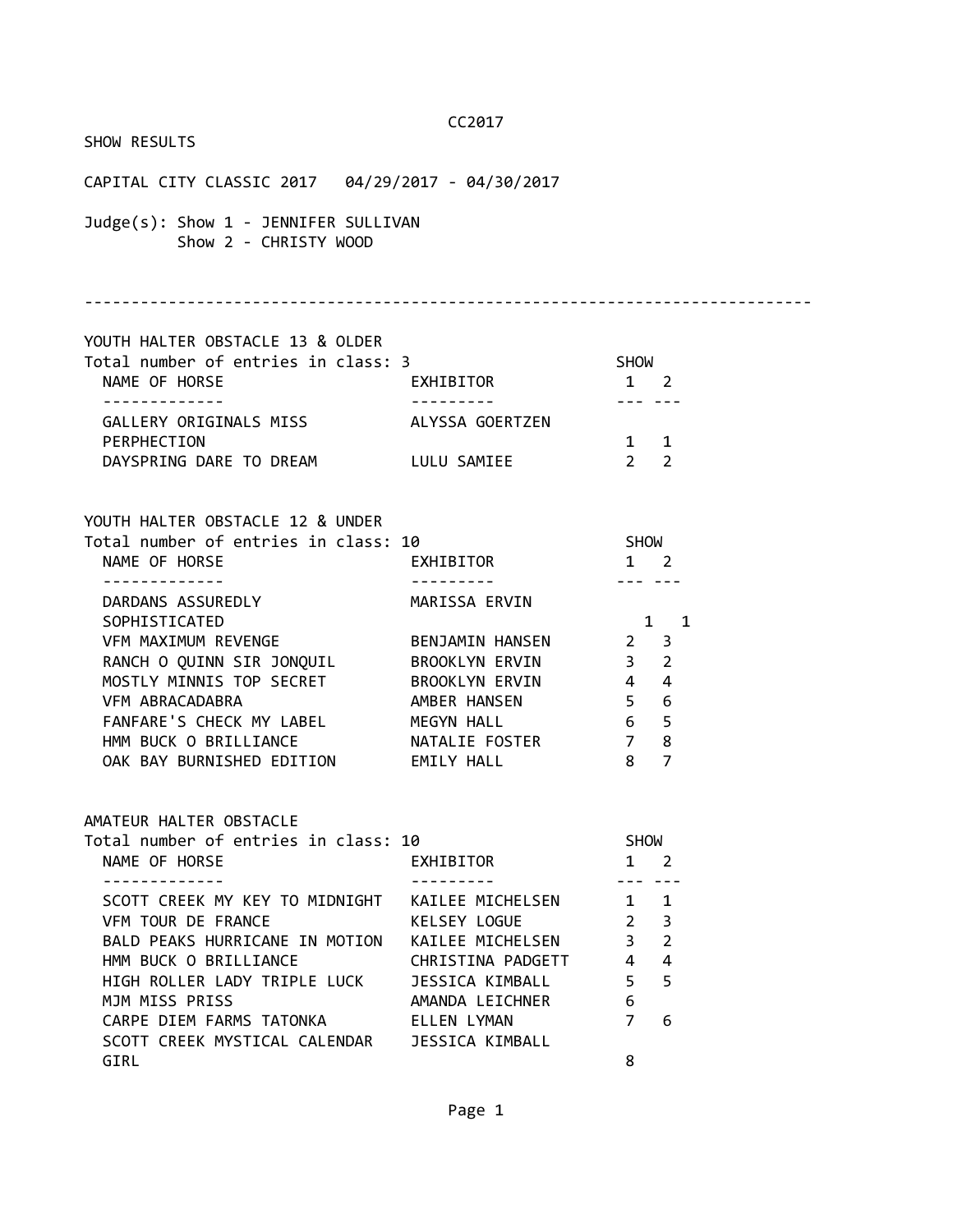CC2017

SHOW RESULTS

CAPITAL CITY CLASSIC 2017 04/29/2017 - 04/30/2017

Judge(s): Show 1 - JENNIFER SULLIVAN
Show 2 - CHRISTY WOOD

---

## YOUTH HALTER OBSTACLE 13 & OLDER

Total number of entries in class: 3

| NAME OF HORSE | EXHIBITOR | SHOW 1 | SHOW 2 |
|---|---|---|---|
| GALLERY ORIGINALS MISS PERPHECTION | ALYSSA GOERTZEN | 1 | 1 |
| DAYSPRING DARE TO DREAM | LULU SAMIEE | 2 | 2 |

## YOUTH HALTER OBSTACLE 12 & UNDER

Total number of entries in class: 10

| NAME OF HORSE | EXHIBITOR | SHOW 1 | SHOW 2 |
|---|---|---|---|
| DARDANS ASSUREDLY SOPHISTICATED | MARISSA ERVIN | 1 | 1 |
| VFM MAXIMUM REVENGE | BENJAMIN HANSEN | 2 | 3 |
| RANCH O QUINN SIR JONQUIL | BROOKLYN ERVIN | 3 | 2 |
| MOSTLY MINNIS TOP SECRET | BROOKLYN ERVIN | 4 | 4 |
| VFM ABRACADABRA | AMBER HANSEN | 5 | 6 |
| FANFARE'S CHECK MY LABEL | MEGYN HALL | 6 | 5 |
| HMM BUCK O BRILLIANCE | NATALIE FOSTER | 7 | 8 |
| OAK BAY BURNISHED EDITION | EMILY HALL | 8 | 7 |

## AMATEUR HALTER OBSTACLE

Total number of entries in class: 10

| NAME OF HORSE | EXHIBITOR | SHOW 1 | SHOW 2 |
|---|---|---|---|
| SCOTT CREEK MY KEY TO MIDNIGHT | KAILEE MICHELSEN | 1 | 1 |
| VFM TOUR DE FRANCE | KELSEY LOGUE | 2 | 3 |
| BALD PEAKS HURRICANE IN MOTION | KAILEE MICHELSEN | 3 | 2 |
| HMM BUCK O BRILLIANCE | CHRISTINA PADGETT | 4 | 4 |
| HIGH ROLLER LADY TRIPLE LUCK | JESSICA KIMBALL | 5 | 5 |
| MJM MISS PRISS | AMANDA LEICHNER | 6 | |
| CARPE DIEM FARMS TATONKA | ELLEN LYMAN | 7 | 6 |
| SCOTT CREEK MYSTICAL CALENDAR GIRL | JESSICA KIMBALL | 8 | |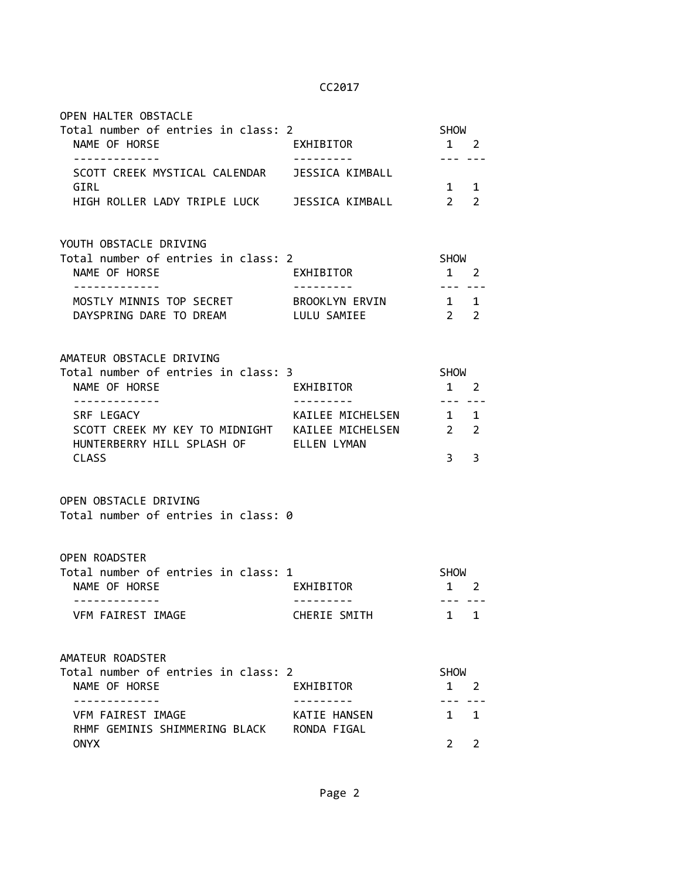## OPEN HALTER OBSTACLE

Total number of entries in class: 2

| NAME OF HORSE | EXHIBITOR | SHOW 1 | SHOW 2 |
|---|---|---|---|
| SCOTT CREEK MYSTICAL CALENDAR GIRL | JESSICA KIMBALL | 1 | 1 |
| HIGH ROLLER LADY TRIPLE LUCK | JESSICA KIMBALL | 2 | 2 |

## YOUTH OBSTACLE DRIVING

Total number of entries in class: 2

| NAME OF HORSE | EXHIBITOR | SHOW 1 | SHOW 2 |
|---|---|---|---|
| MOSTLY MINNIS TOP SECRET | BROOKLYN ERVIN | 1 | 1 |
| DAYSPRING DARE TO DREAM | LULU SAMIEE | 2 | 2 |

## AMATEUR OBSTACLE DRIVING

Total number of entries in class: 3

| NAME OF HORSE | EXHIBITOR | SHOW 1 | SHOW 2 |
|---|---|---|---|
| SRF LEGACY | KAILEE MICHELSEN | 1 | 1 |
| SCOTT CREEK MY KEY TO MIDNIGHT | KAILEE MICHELSEN | 2 | 2 |
| HUNTERBERRY HILL SPLASH OF CLASS | ELLEN LYMAN | 3 | 3 |

## OPEN OBSTACLE DRIVING

Total number of entries in class: 0

## OPEN ROADSTER

Total number of entries in class: 1

| NAME OF HORSE | EXHIBITOR | SHOW 1 | SHOW 2 |
|---|---|---|---|
| VFM FAIREST IMAGE | CHERIE SMITH | 1 | 1 |

## AMATEUR ROADSTER

Total number of entries in class: 2

| NAME OF HORSE | EXHIBITOR | SHOW 1 | SHOW 2 |
|---|---|---|---|
| VFM FAIREST IMAGE | KATIE HANSEN | 1 | 1 |
| RHMF GEMINIS SHIMMERING BLACK ONYX | RONDA FIGAL | 2 | 2 |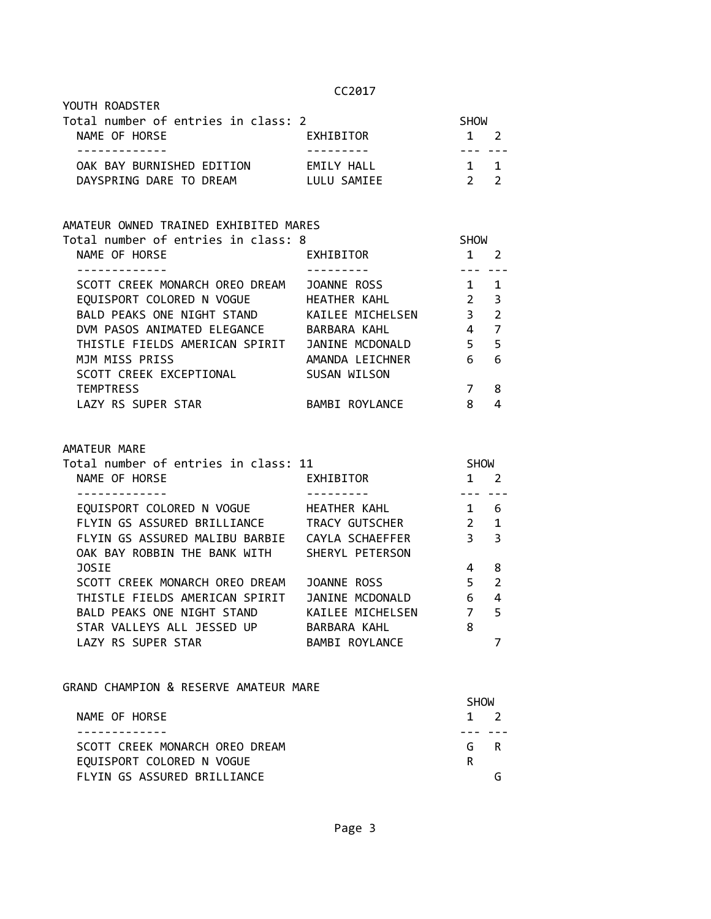CC2017

## YOUTH ROADSTER

Total number of entries in class: 2

| NAME OF HORSE | EXHIBITOR | SHOW 1 | SHOW 2 |
|---|---|---|---|
| OAK BAY BURNISHED EDITION | EMILY HALL | 1 | 1 |
| DAYSPRING DARE TO DREAM | LULU SAMIEE | 2 | 2 |

## AMATEUR OWNED TRAINED EXHIBITED MARES

Total number of entries in class: 8

| NAME OF HORSE | EXHIBITOR | SHOW 1 | SHOW 2 |
|---|---|---|---|
| SCOTT CREEK MONARCH OREO DREAM | JOANNE ROSS | 1 | 1 |
| EQUISPORT COLORED N VOGUE | HEATHER KAHL | 2 | 3 |
| BALD PEAKS ONE NIGHT STAND | KAILEE MICHELSEN | 3 | 2 |
| DVM PASOS ANIMATED ELEGANCE | BARBARA KAHL | 4 | 7 |
| THISTLE FIELDS AMERICAN SPIRIT | JANINE MCDONALD | 5 | 5 |
| MJM MISS PRISS | AMANDA LEICHNER | 6 | 6 |
| SCOTT CREEK EXCEPTIONAL TEMPTRESS | SUSAN WILSON | 7 | 8 |
| LAZY RS SUPER STAR | BAMBI ROYLANCE | 8 | 4 |

## AMATEUR MARE

Total number of entries in class: 11

| NAME OF HORSE | EXHIBITOR | SHOW 1 | SHOW 2 |
|---|---|---|---|
| EQUISPORT COLORED N VOGUE | HEATHER KAHL | 1 | 6 |
| FLYIN GS ASSURED BRILLIANCE | TRACY GUTSCHER | 2 | 1 |
| FLYIN GS ASSURED MALIBU BARBIE | CAYLA SCHAEFFER | 3 | 3 |
| OAK BAY ROBBIN THE BANK WITH JOSIE | SHERYL PETERSON | 4 | 8 |
| SCOTT CREEK MONARCH OREO DREAM | JOANNE ROSS | 5 | 2 |
| THISTLE FIELDS AMERICAN SPIRIT | JANINE MCDONALD | 6 | 4 |
| BALD PEAKS ONE NIGHT STAND | KAILEE MICHELSEN | 7 | 5 |
| STAR VALLEYS ALL JESSED UP | BARBARA KAHL | 8 | |
| LAZY RS SUPER STAR | BAMBI ROYLANCE | | 7 |

## GRAND CHAMPION & RESERVE AMATEUR MARE

| NAME OF HORSE | SHOW 1 | SHOW 2 |
|---|---|---|
| SCOTT CREEK MONARCH OREO DREAM | G | R |
| EQUISPORT COLORED N VOGUE | R | |
| FLYIN GS ASSURED BRILLIANCE | | G |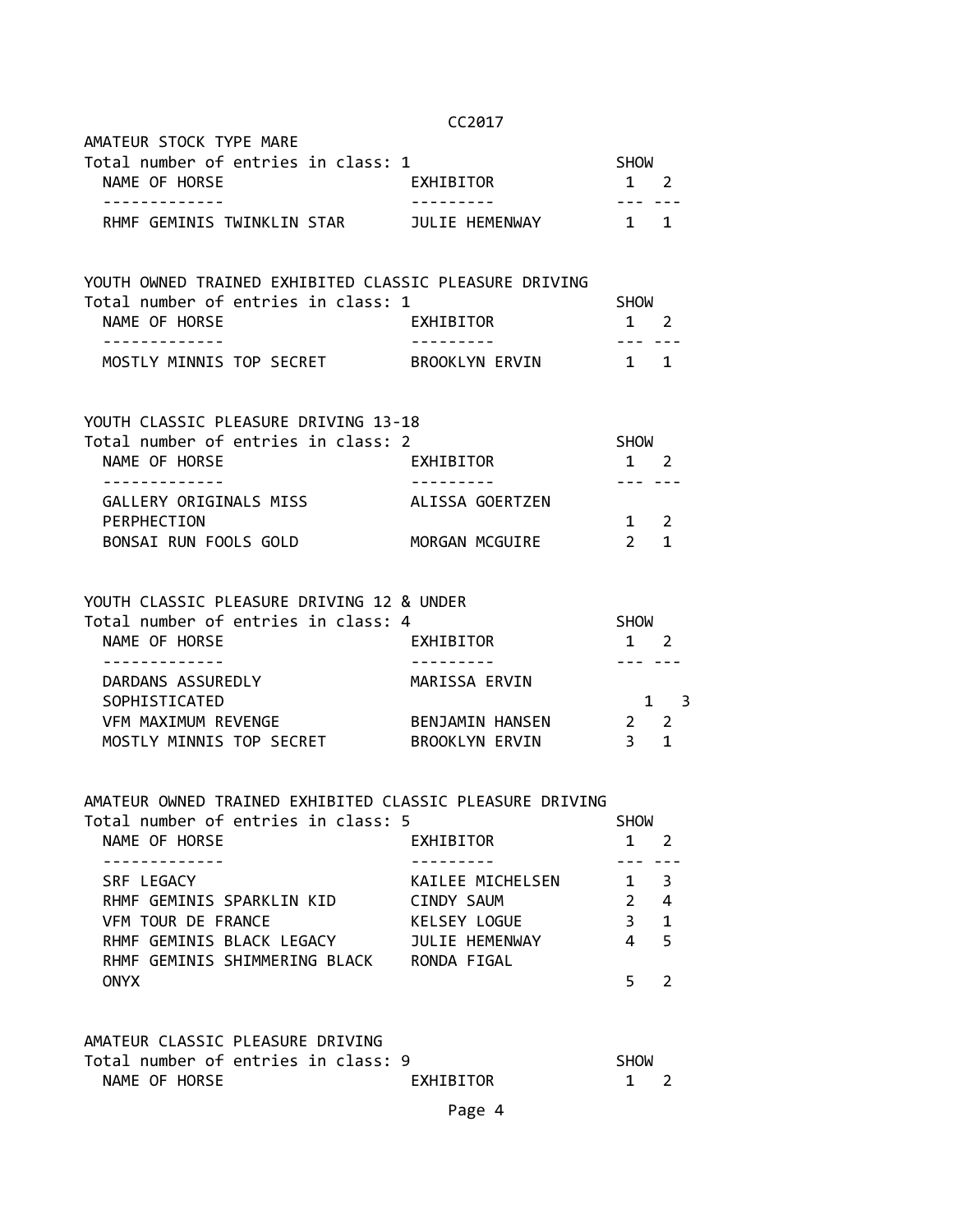CC2017

## AMATEUR STOCK TYPE MARE

Total number of entries in class: 1

| NAME OF HORSE | EXHIBITOR | SHOW 1 | SHOW 2 |
|---|---|---|---|
| RHMF GEMINIS TWINKLIN STAR | JULIE HEMENWAY | 1 | 1 |

## YOUTH OWNED TRAINED EXHIBITED CLASSIC PLEASURE DRIVING

Total number of entries in class: 1

| NAME OF HORSE | EXHIBITOR | SHOW 1 | SHOW 2 |
|---|---|---|---|
| MOSTLY MINNIS TOP SECRET | BROOKLYN ERVIN | 1 | 1 |

## YOUTH CLASSIC PLEASURE DRIVING 13-18

Total number of entries in class: 2

| NAME OF HORSE | EXHIBITOR | SHOW 1 | SHOW 2 |
|---|---|---|---|
| GALLERY ORIGINALS MISS PERPHECTION | ALISSA GOERTZEN | 1 | 2 |
| BONSAI RUN FOOLS GOLD | MORGAN MCGUIRE | 2 | 1 |

## YOUTH CLASSIC PLEASURE DRIVING 12 & UNDER

Total number of entries in class: 4

| NAME OF HORSE | EXHIBITOR | SHOW 1 | SHOW 2 |
|---|---|---|---|
| DARDANS ASSUREDLY SOPHISTICATED | MARISSA ERVIN | 1 | 3 |
| VFM MAXIMUM REVENGE | BENJAMIN HANSEN | 2 | 2 |
| MOSTLY MINNIS TOP SECRET | BROOKLYN ERVIN | 3 | 1 |

## AMATEUR OWNED TRAINED EXHIBITED CLASSIC PLEASURE DRIVING

Total number of entries in class: 5

| NAME OF HORSE | EXHIBITOR | SHOW 1 | SHOW 2 |
|---|---|---|---|
| SRF LEGACY | KAILEE MICHELSEN | 1 | 3 |
| RHMF GEMINIS SPARKLIN KID | CINDY SAUM | 2 | 4 |
| VFM TOUR DE FRANCE | KELSEY LOGUE | 3 | 1 |
| RHMF GEMINIS BLACK LEGACY | JULIE HEMENWAY | 4 | 5 |
| RHMF GEMINIS SHIMMERING BLACK ONYX | RONDA FIGAL | 5 | 2 |

## AMATEUR CLASSIC PLEASURE DRIVING

Total number of entries in class: 9

| NAME OF HORSE | EXHIBITOR | SHOW 1 | SHOW 2 |
|---|---|---|---|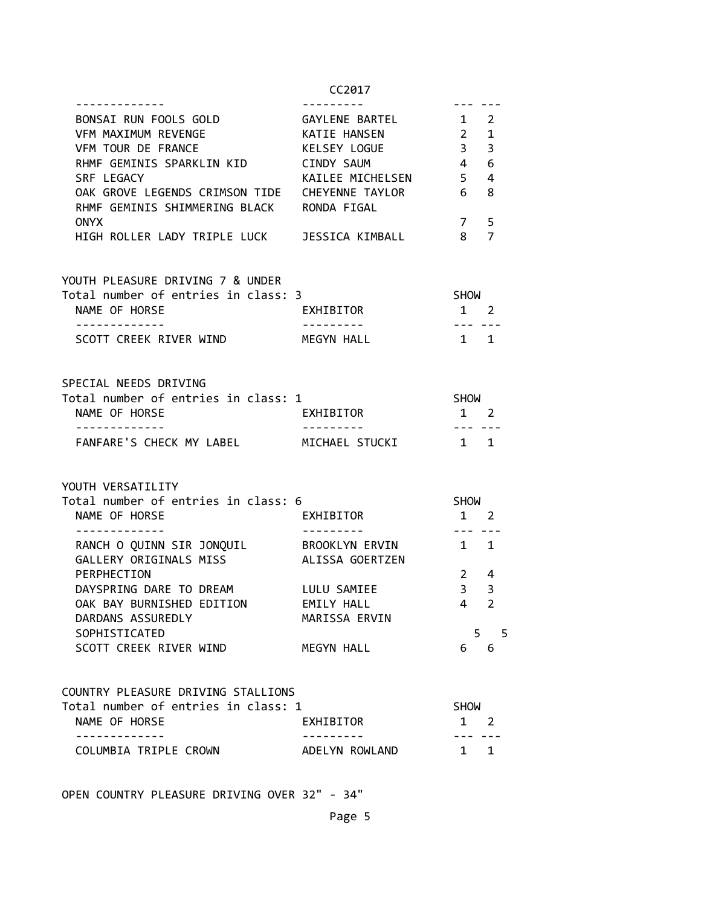| NAME OF HORSE | EXHIBITOR | SHOW 1 | SHOW 2 |
|---|---|---|---|
| BONSAI RUN FOOLS GOLD | GAYLENE BARTEL | 1 | 2 |
| VFM MAXIMUM REVENGE | KATIE HANSEN | 2 | 1 |
| VFM TOUR DE FRANCE | KELSEY LOGUE | 3 | 3 |
| RHMF GEMINIS SPARKLIN KID | CINDY SAUM | 4 | 6 |
| SRF LEGACY | KAILEE MICHELSEN | 5 | 4 |
| OAK GROVE LEGENDS CRIMSON TIDE | CHEYENNE TAYLOR | 6 | 8 |
| RHMF GEMINIS SHIMMERING BLACK ONYX | RONDA FIGAL | 7 | 5 |
| HIGH ROLLER LADY TRIPLE LUCK | JESSICA KIMBALL | 8 | 7 |

YOUTH PLEASURE DRIVING 7 & UNDER
Total number of entries in class: 3

| NAME OF HORSE | EXHIBITOR | SHOW 1 | SHOW 2 |
|---|---|---|---|
| SCOTT CREEK RIVER WIND | MEGYN HALL | 1 | 1 |

SPECIAL NEEDS DRIVING
Total number of entries in class: 1

| NAME OF HORSE | EXHIBITOR | SHOW 1 | SHOW 2 |
|---|---|---|---|
| FANFARE'S CHECK MY LABEL | MICHAEL STUCKI | 1 | 1 |

YOUTH VERSATILITY
Total number of entries in class: 6

| NAME OF HORSE | EXHIBITOR | SHOW 1 | SHOW 2 |
|---|---|---|---|
| RANCH O QUINN SIR JONQUIL | BROOKLYN ERVIN | 1 | 1 |
| GALLERY ORIGINALS MISS PERPHECTION | ALISSA GOERTZEN | 2 | 4 |
| DAYSPRING DARE TO DREAM | LULU SAMIEE | 3 | 3 |
| OAK BAY BURNISHED EDITION | EMILY HALL | 4 | 2 |
| DARDANS ASSUREDLY SOPHISTICATED | MARISSA ERVIN | 5 | 5 |
| SCOTT CREEK RIVER WIND | MEGYN HALL | 6 | 6 |

COUNTRY PLEASURE DRIVING STALLIONS
Total number of entries in class: 1

| NAME OF HORSE | EXHIBITOR | SHOW 1 | SHOW 2 |
|---|---|---|---|
| COLUMBIA TRIPLE CROWN | ADELYN ROWLAND | 1 | 1 |

OPEN COUNTRY PLEASURE DRIVING OVER 32" - 34"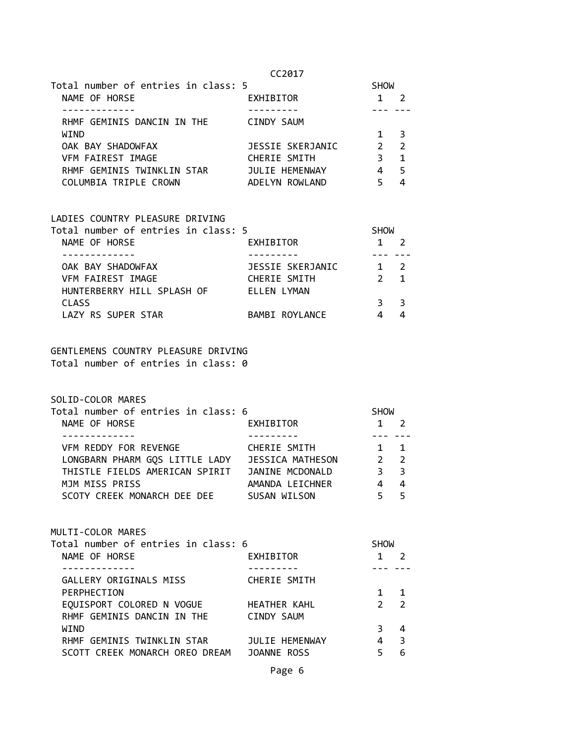Total number of entries in class: 5

| NAME OF HORSE | EXHIBITOR | SHOW 1 | SHOW 2 |
|---|---|---|---|
| RHMF GEMINIS DANCIN IN THE WIND | CINDY SAUM | 1 | 3 |
| OAK BAY SHADOWFAX | JESSIE SKERJANIC | 2 | 2 |
| VFM FAIREST IMAGE | CHERIE SMITH | 3 | 1 |
| RHMF GEMINIS TWINKLIN STAR | JULIE HEMENWAY | 4 | 5 |
| COLUMBIA TRIPLE CROWN | ADELYN ROWLAND | 5 | 4 |

## LADIES COUNTRY PLEASURE DRIVING

Total number of entries in class: 5

| NAME OF HORSE | EXHIBITOR | SHOW 1 | SHOW 2 |
|---|---|---|---|
| OAK BAY SHADOWFAX | JESSIE SKERJANIC | 1 | 2 |
| VFM FAIREST IMAGE | CHERIE SMITH | 2 | 1 |
| HUNTERBERRY HILL SPLASH OF CLASS | ELLEN LYMAN | 3 | 3 |
| LAZY RS SUPER STAR | BAMBI ROYLANCE | 4 | 4 |

## GENTLEMENS COUNTRY PLEASURE DRIVING

Total number of entries in class: 0

## SOLID-COLOR MARES

Total number of entries in class: 6

| NAME OF HORSE | EXHIBITOR | SHOW 1 | SHOW 2 |
|---|---|---|---|
| VFM REDDY FOR REVENGE | CHERIE SMITH | 1 | 1 |
| LONGBARN PHARM GQS LITTLE LADY | JESSICA MATHESON | 2 | 2 |
| THISTLE FIELDS AMERICAN SPIRIT | JANINE MCDONALD | 3 | 3 |
| MJM MISS PRISS | AMANDA LEICHNER | 4 | 4 |
| SCOTY CREEK MONARCH DEE DEE | SUSAN WILSON | 5 | 5 |

## MULTI-COLOR MARES

Total number of entries in class: 6

| NAME OF HORSE | EXHIBITOR | SHOW 1 | SHOW 2 |
|---|---|---|---|
| GALLERY ORIGINALS MISS PERPHECTION | CHERIE SMITH | 1 | 1 |
| EQUISPORT COLORED N VOGUE | HEATHER KAHL | 2 | 2 |
| RHMF GEMINIS DANCIN IN THE WIND | CINDY SAUM | 3 | 4 |
| RHMF GEMINIS TWINKLIN STAR | JULIE HEMENWAY | 4 | 3 |
| SCOTT CREEK MONARCH OREO DREAM | JOANNE ROSS | 5 | 6 |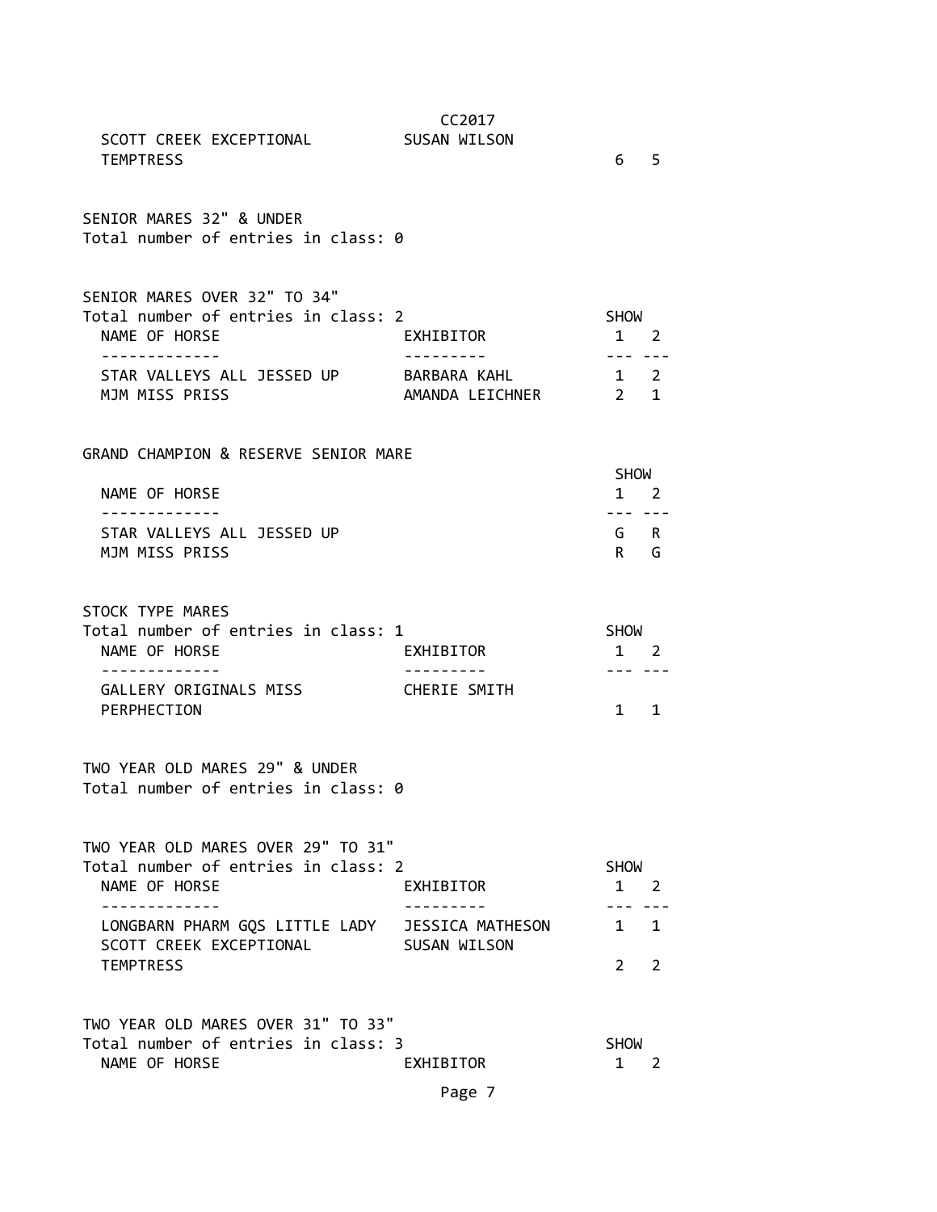| NAME OF HORSE | EXHIBITOR | SHOW 1 | SHOW 2 |
|---|---|---|---|
| SCOTT CREEK EXCEPTIONAL TEMPTRESS | SUSAN WILSON | 6 | 5 |

SENIOR MARES 32" & UNDER
Total number of entries in class: 0

SENIOR MARES OVER 32" TO 34"
Total number of entries in class: 2

| NAME OF HORSE | EXHIBITOR | SHOW 1 | SHOW 2 |
|---|---|---|---|
| STAR VALLEYS ALL JESSED UP | BARBARA KAHL | 1 | 2 |
| MJM MISS PRISS | AMANDA LEICHNER | 2 | 1 |

GRAND CHAMPION & RESERVE SENIOR MARE

| NAME OF HORSE | SHOW 1 | SHOW 2 |
|---|---|---|
| STAR VALLEYS ALL JESSED UP | G | R |
| MJM MISS PRISS | R | G |

STOCK TYPE MARES
Total number of entries in class: 1

| NAME OF HORSE | EXHIBITOR | SHOW 1 | SHOW 2 |
|---|---|---|---|
| GALLERY ORIGINALS MISS PERPHECTION | CHERIE SMITH | 1 | 1 |

TWO YEAR OLD MARES 29" & UNDER
Total number of entries in class: 0

TWO YEAR OLD MARES OVER 29" TO 31"
Total number of entries in class: 2

| NAME OF HORSE | EXHIBITOR | SHOW 1 | SHOW 2 |
|---|---|---|---|
| LONGBARN PHARM GQS LITTLE LADY | JESSICA MATHESON | 1 | 1 |
| SCOTT CREEK EXCEPTIONAL TEMPTRESS | SUSAN WILSON | 2 | 2 |

TWO YEAR OLD MARES OVER 31" TO 33"
Total number of entries in class: 3

| NAME OF HORSE | EXHIBITOR | SHOW 1 | SHOW 2 |
|---|---|---|---|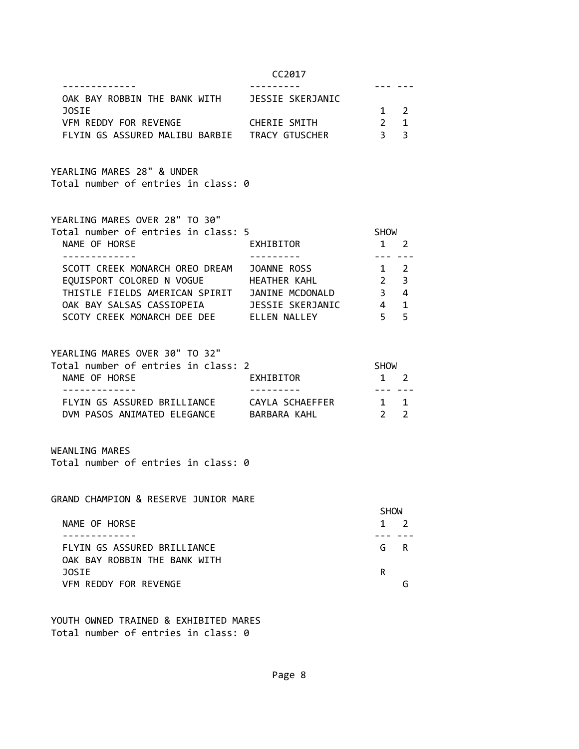| NAME OF HORSE | EXHIBITOR | SHOW 1 | SHOW 2 |
|---|---|---|---|
| OAK BAY ROBBIN THE BANK WITH JOSIE | JESSIE SKERJANIC | 1 | 2 |
| VFM REDDY FOR REVENGE | CHERIE SMITH | 2 | 1 |
| FLYIN GS ASSURED MALIBU BARBIE | TRACY GTUSCHER | 3 | 3 |

YEARLING MARES 28" & UNDER
Total number of entries in class: 0

YEARLING MARES OVER 28" TO 30"
Total number of entries in class: 5

| NAME OF HORSE | EXHIBITOR | SHOW 1 | SHOW 2 |
|---|---|---|---|
| SCOTT CREEK MONARCH OREO DREAM | JOANNE ROSS | 1 | 2 |
| EQUISPORT COLORED N VOGUE | HEATHER KAHL | 2 | 3 |
| THISTLE FIELDS AMERICAN SPIRIT | JANINE MCDONALD | 3 | 4 |
| OAK BAY SALSAS CASSIOPEIA | JESSIE SKERJANIC | 4 | 1 |
| SCOTY CREEK MONARCH DEE DEE | ELLEN NALLEY | 5 | 5 |

YEARLING MARES OVER 30" TO 32"
Total number of entries in class: 2

| NAME OF HORSE | EXHIBITOR | SHOW 1 | SHOW 2 |
|---|---|---|---|
| FLYIN GS ASSURED BRILLIANCE | CAYLA SCHAEFFER | 1 | 1 |
| DVM PASOS ANIMATED ELEGANCE | BARBARA KAHL | 2 | 2 |

WEANLING MARES
Total number of entries in class: 0

GRAND CHAMPION & RESERVE JUNIOR MARE

| NAME OF HORSE | SHOW 1 | SHOW 2 |
|---|---|---|
| FLYIN GS ASSURED BRILLIANCE | G | R |
| OAK BAY ROBBIN THE BANK WITH JOSIE | R | |
| VFM REDDY FOR REVENGE | | G |

YOUTH OWNED TRAINED & EXHIBITED MARES
Total number of entries in class: 0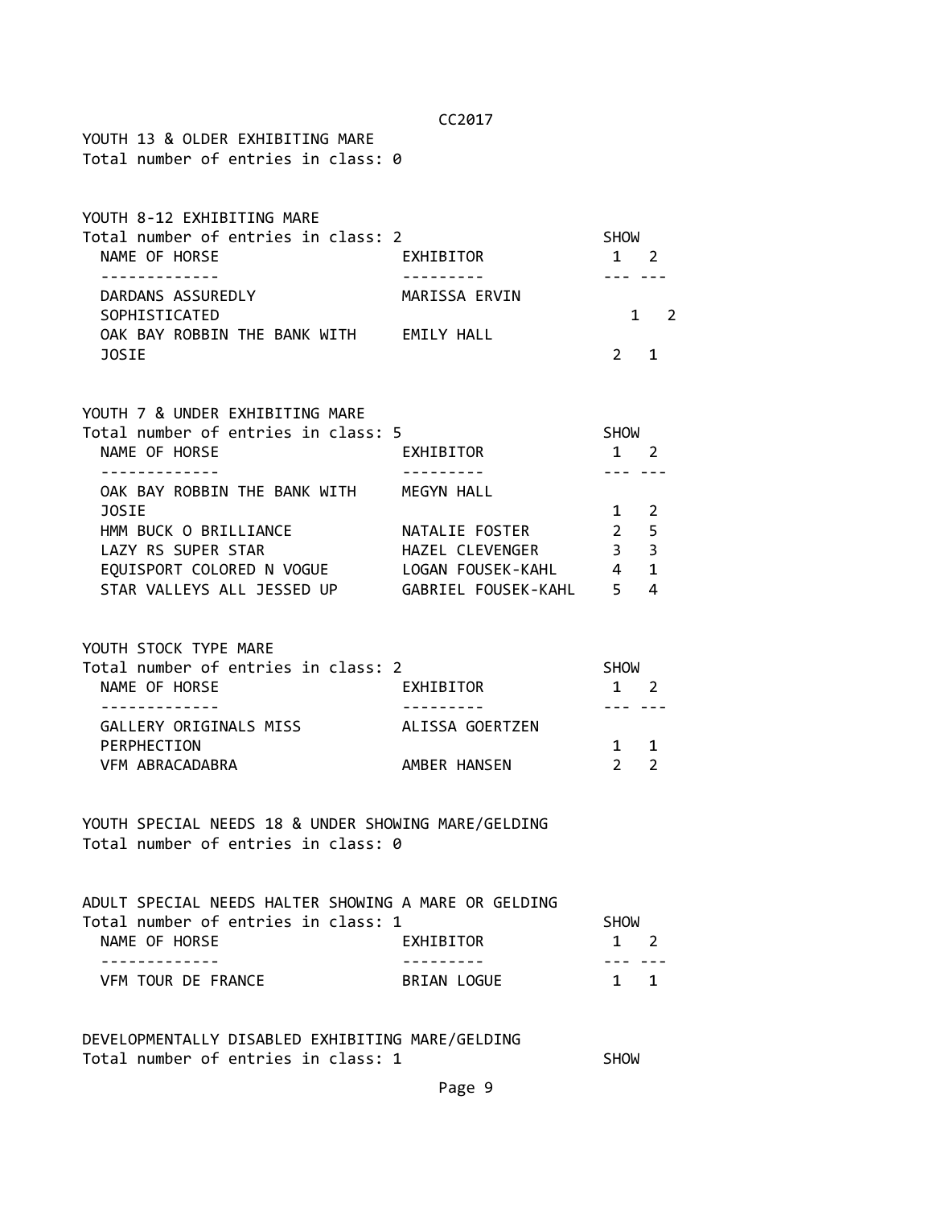YOUTH 13 & OLDER EXHIBITING MARE
Total number of entries in class: 0

YOUTH 8-12 EXHIBITING MARE
Total number of entries in class: 2

| NAME OF HORSE | EXHIBITOR | SHOW 1 | SHOW 2 |
|---|---|---|---|
| DARDANS ASSUREDLY SOPHISTICATED | MARISSA ERVIN | 1 | 2 |
| OAK BAY ROBBIN THE BANK WITH JOSIE | EMILY HALL | 2 | 1 |

YOUTH 7 & UNDER EXHIBITING MARE
Total number of entries in class: 5

| NAME OF HORSE | EXHIBITOR | SHOW 1 | SHOW 2 |
|---|---|---|---|
| OAK BAY ROBBIN THE BANK WITH JOSIE | MEGYN HALL | 1 | 2 |
| HMM BUCK O BRILLIANCE | NATALIE FOSTER | 2 | 5 |
| LAZY RS SUPER STAR | HAZEL CLEVENGER | 3 | 3 |
| EQUISPORT COLORED N VOGUE | LOGAN FOUSEK-KAHL | 4 | 1 |
| STAR VALLEYS ALL JESSED UP | GABRIEL FOUSEK-KAHL | 5 | 4 |

YOUTH STOCK TYPE MARE
Total number of entries in class: 2

| NAME OF HORSE | EXHIBITOR | SHOW 1 | SHOW 2 |
|---|---|---|---|
| GALLERY ORIGINALS MISS PERPHECTION | ALISSA GOERTZEN | 1 | 1 |
| VFM ABRACADABRA | AMBER HANSEN | 2 | 2 |

YOUTH SPECIAL NEEDS 18 & UNDER SHOWING MARE/GELDING
Total number of entries in class: 0

ADULT SPECIAL NEEDS HALTER SHOWING A MARE OR GELDING
Total number of entries in class: 1

| NAME OF HORSE | EXHIBITOR | SHOW 1 | SHOW 2 |
|---|---|---|---|
| VFM TOUR DE FRANCE | BRIAN LOGUE | 1 | 1 |

DEVELOPMENTALLY DISABLED EXHIBITING MARE/GELDING
Total number of entries in class: 1 SHOW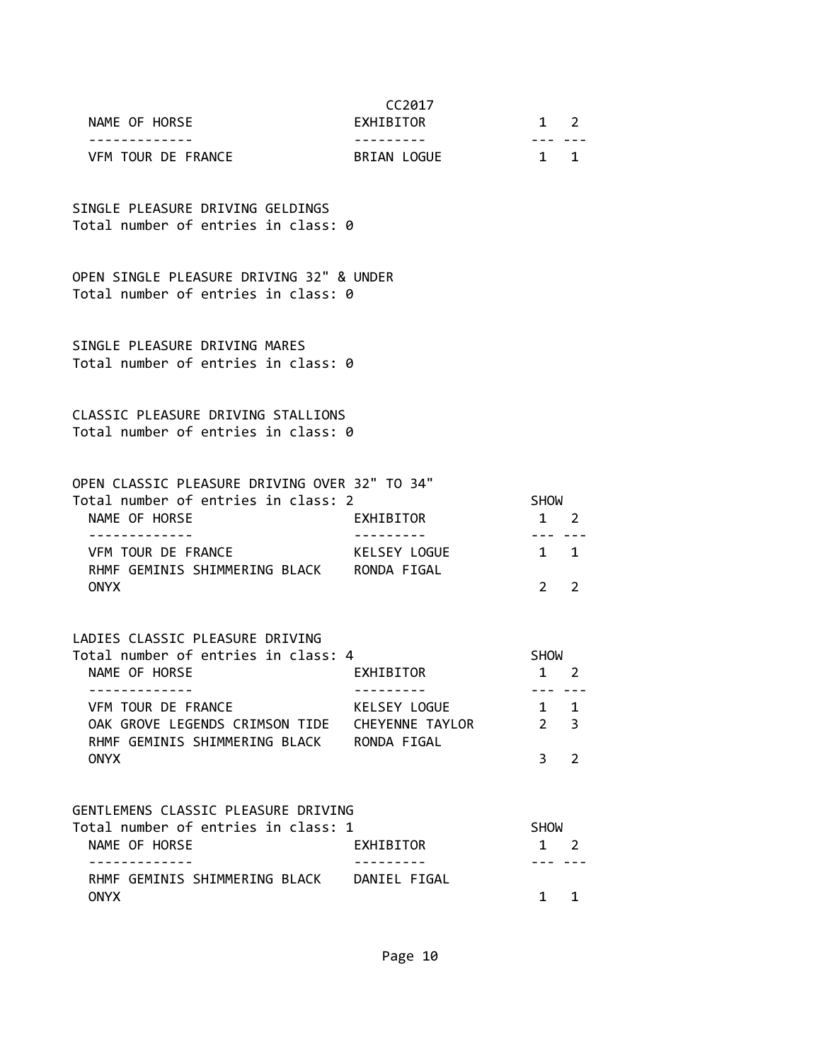| NAME OF HORSE | EXHIBITOR | CC2017 1 | 2 |
|---|---|---|---|
| VFM TOUR DE FRANCE | BRIAN LOGUE | 1 | 1 |

SINGLE PLEASURE DRIVING GELDINGS
Total number of entries in class: 0

OPEN SINGLE PLEASURE DRIVING 32" & UNDER
Total number of entries in class: 0

SINGLE PLEASURE DRIVING MARES
Total number of entries in class: 0

CLASSIC PLEASURE DRIVING STALLIONS
Total number of entries in class: 0

OPEN CLASSIC PLEASURE DRIVING OVER 32" TO 34"
Total number of entries in class: 2

| NAME OF HORSE | EXHIBITOR | SHOW 1 | 2 |
|---|---|---|---|
| VFM TOUR DE FRANCE | KELSEY LOGUE | 1 | 1 |
| RHMF GEMINIS SHIMMERING BLACK ONYX | RONDA FIGAL | 2 | 2 |

LADIES CLASSIC PLEASURE DRIVING
Total number of entries in class: 4

| NAME OF HORSE | EXHIBITOR | SHOW 1 | 2 |
|---|---|---|---|
| VFM TOUR DE FRANCE | KELSEY LOGUE | 1 | 1 |
| OAK GROVE LEGENDS CRIMSON TIDE | CHEYENNE TAYLOR | 2 | 3 |
| RHMF GEMINIS SHIMMERING BLACK ONYX | RONDA FIGAL | 3 | 2 |

GENTLEMENS CLASSIC PLEASURE DRIVING
Total number of entries in class: 1

| NAME OF HORSE | EXHIBITOR | SHOW 1 | 2 |
|---|---|---|---|
| RHMF GEMINIS SHIMMERING BLACK ONYX | DANIEL FIGAL | 1 | 1 |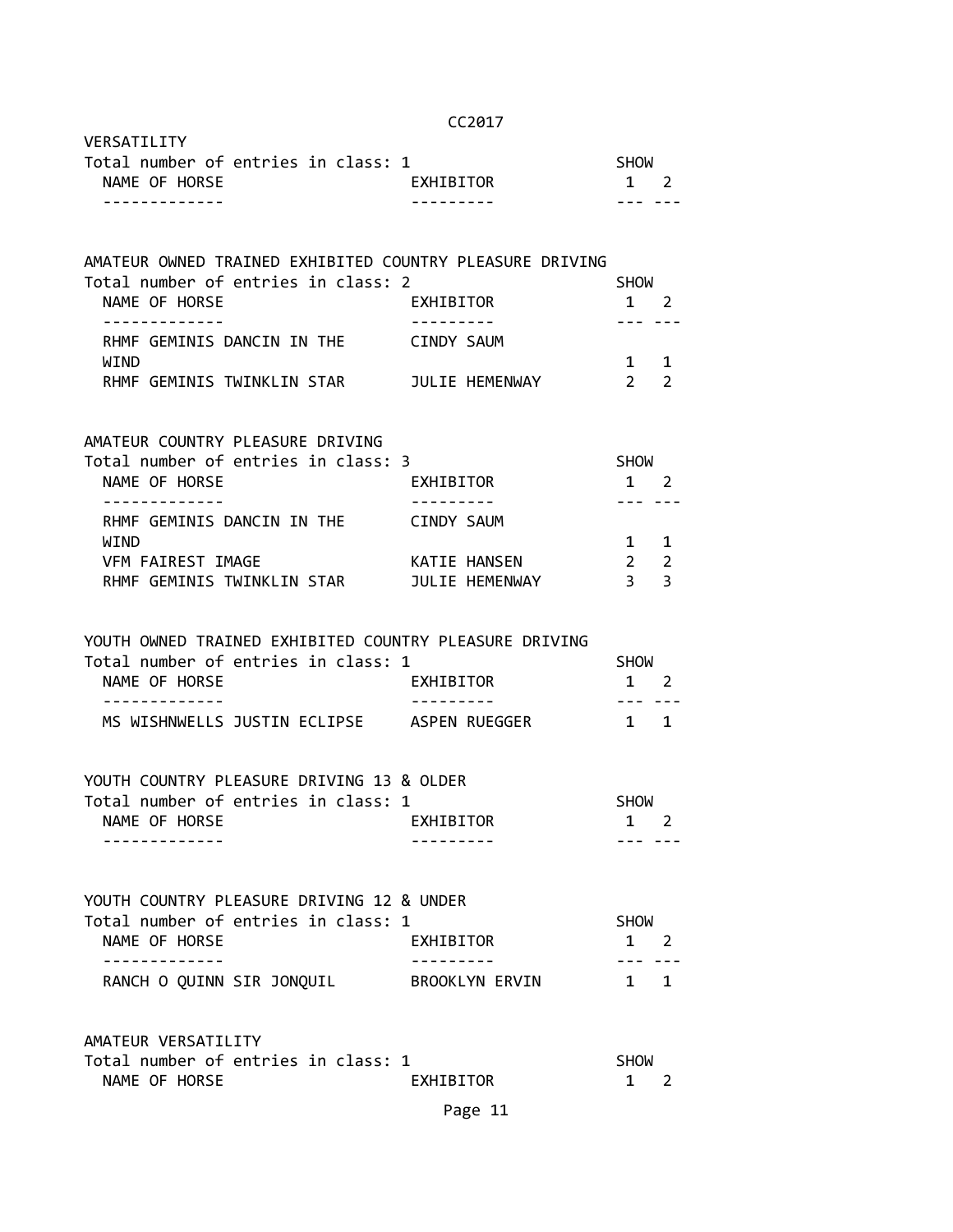VERSATILITY

Total number of entries in class: 1

| NAME OF HORSE | EXHIBITOR | SHOW 1 | SHOW 2 |
| --- | --- | --- | --- |

AMATEUR OWNED TRAINED EXHIBITED COUNTRY PLEASURE DRIVING

Total number of entries in class: 2

| NAME OF HORSE | EXHIBITOR | SHOW 1 | SHOW 2 |
| --- | --- | --- | --- |
| RHMF GEMINIS DANCIN IN THE WIND | CINDY SAUM | 1 | 1 |
| RHMF GEMINIS TWINKLIN STAR | JULIE HEMENWAY | 2 | 2 |

AMATEUR COUNTRY PLEASURE DRIVING

Total number of entries in class: 3

| NAME OF HORSE | EXHIBITOR | SHOW 1 | SHOW 2 |
| --- | --- | --- | --- |
| RHMF GEMINIS DANCIN IN THE WIND | CINDY SAUM | 1 | 1 |
| VFM FAIREST IMAGE | KATIE HANSEN | 2 | 2 |
| RHMF GEMINIS TWINKLIN STAR | JULIE HEMENWAY | 3 | 3 |

YOUTH OWNED TRAINED EXHIBITED COUNTRY PLEASURE DRIVING

Total number of entries in class: 1

| NAME OF HORSE | EXHIBITOR | SHOW 1 | SHOW 2 |
| --- | --- | --- | --- |
| MS WISHNWELLS JUSTIN ECLIPSE | ASPEN RUEGGER | 1 | 1 |

YOUTH COUNTRY PLEASURE DRIVING 13 & OLDER

Total number of entries in class: 1

| NAME OF HORSE | EXHIBITOR | SHOW 1 | SHOW 2 |
| --- | --- | --- | --- |

YOUTH COUNTRY PLEASURE DRIVING 12 & UNDER

Total number of entries in class: 1

| NAME OF HORSE | EXHIBITOR | SHOW 1 | SHOW 2 |
| --- | --- | --- | --- |
| RANCH O QUINN SIR JONQUIL | BROOKLYN ERVIN | 1 | 1 |

AMATEUR VERSATILITY

Total number of entries in class: 1

| NAME OF HORSE | EXHIBITOR | SHOW 1 | SHOW 2 |
| --- | --- | --- | --- |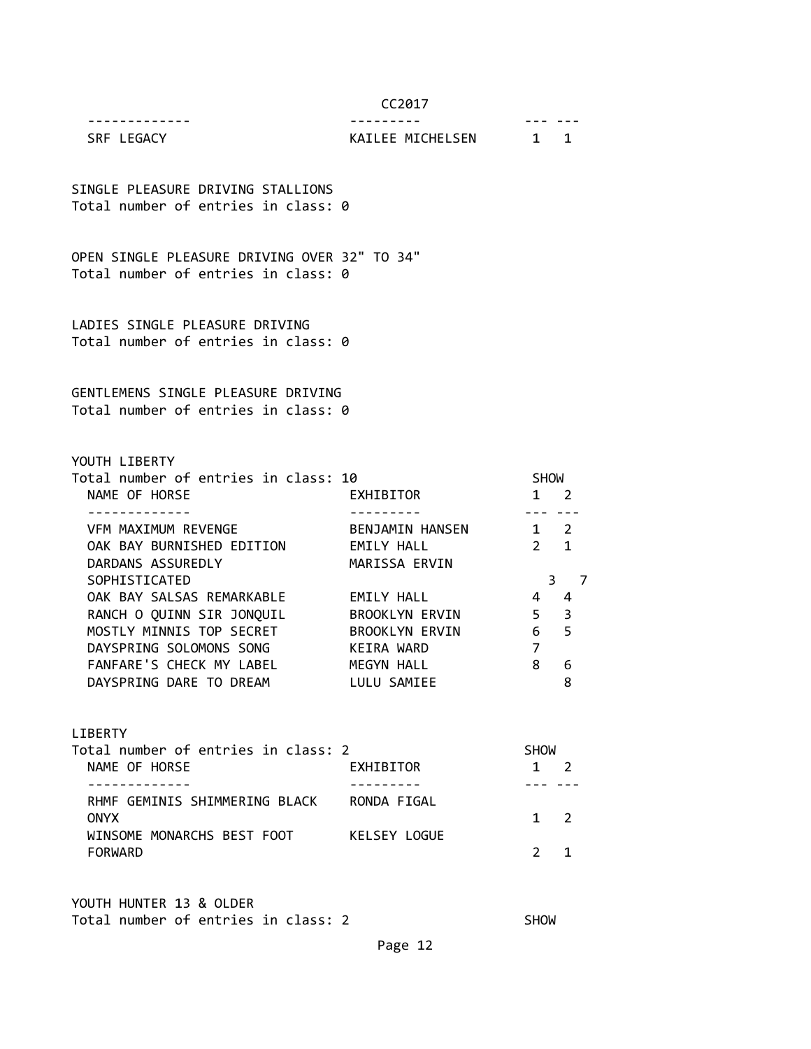| NAME OF HORSE | EXHIBITOR | 1 | 2 |
| --- | --- | --- | --- |
| SRF LEGACY | KAILEE MICHELSEN | 1 | 1 |

SINGLE PLEASURE DRIVING STALLIONS
Total number of entries in class: 0

OPEN SINGLE PLEASURE DRIVING OVER 32" TO 34"
Total number of entries in class: 0

LADIES SINGLE PLEASURE DRIVING
Total number of entries in class: 0

GENTLEMENS SINGLE PLEASURE DRIVING
Total number of entries in class: 0

YOUTH LIBERTY
Total number of entries in class: 10

| NAME OF HORSE | EXHIBITOR | SHOW 1 | SHOW 2 |
| --- | --- | --- | --- |
| VFM MAXIMUM REVENGE | BENJAMIN HANSEN | 1 | 2 |
| OAK BAY BURNISHED EDITION | EMILY HALL | 2 | 1 |
| DARDANS ASSUREDLY SOPHISTICATED | MARISSA ERVIN | 3 | 7 |
| OAK BAY SALSAS REMARKABLE | EMILY HALL | 4 | 4 |
| RANCH O QUINN SIR JONQUIL | BROOKLYN ERVIN | 5 | 3 |
| MOSTLY MINNIS TOP SECRET | BROOKLYN ERVIN | 6 | 5 |
| DAYSPRING SOLOMONS SONG | KEIRA WARD | 7 | |
| FANFARE'S CHECK MY LABEL | MEGYN HALL | 8 | 6 |
| DAYSPRING DARE TO DREAM | LULU SAMIEE | | 8 |

LIBERTY
Total number of entries in class: 2

| NAME OF HORSE | EXHIBITOR | SHOW 1 | SHOW 2 |
| --- | --- | --- | --- |
| RHMF GEMINIS SHIMMERING BLACK ONYX | RONDA FIGAL | 1 | 2 |
| WINSOME MONARCHS BEST FOOT FORWARD | KELSEY LOGUE | 2 | 1 |

YOUTH HUNTER 13 & OLDER
Total number of entries in class: 2 SHOW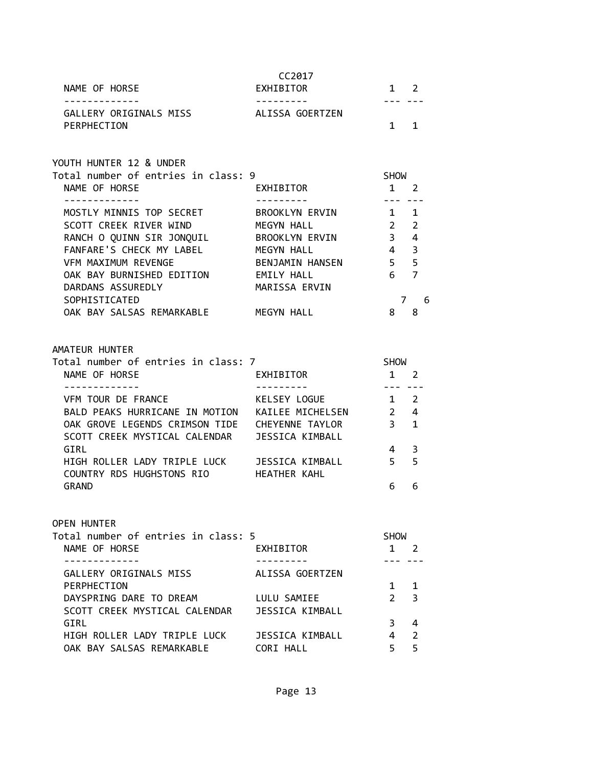| NAME OF HORSE | EXHIBITOR | 1 | 2 |
|---|---|---|---|
| GALLERY ORIGINALS MISS PERPHECTION | ALISSA GOERTZEN | 1 | 1 |

CC2017

## YOUTH HUNTER 12 & UNDER

Total number of entries in class: 9

| NAME OF HORSE | EXHIBITOR | SHOW 1 | 2 |
|---|---|---|---|
| MOSTLY MINNIS TOP SECRET | BROOKLYN ERVIN | 1 | 1 |
| SCOTT CREEK RIVER WIND | MEGYN HALL | 2 | 2 |
| RANCH O QUINN SIR JONQUIL | BROOKLYN ERVIN | 3 | 4 |
| FANFARE'S CHECK MY LABEL | MEGYN HALL | 4 | 3 |
| VFM MAXIMUM REVENGE | BENJAMIN HANSEN | 5 | 5 |
| OAK BAY BURNISHED EDITION | EMILY HALL | 6 | 7 |
| DARDANS ASSUREDLY SOPHISTICATED | MARISSA ERVIN | 7 | 6 |
| OAK BAY SALSAS REMARKABLE | MEGYN HALL | 8 | 8 |

## AMATEUR HUNTER

Total number of entries in class: 7

| NAME OF HORSE | EXHIBITOR | SHOW 1 | 2 |
|---|---|---|---|
| VFM TOUR DE FRANCE | KELSEY LOGUE | 1 | 2 |
| BALD PEAKS HURRICANE IN MOTION | KAILEE MICHELSEN | 2 | 4 |
| OAK GROVE LEGENDS CRIMSON TIDE | CHEYENNE TAYLOR | 3 | 1 |
| SCOTT CREEK MYSTICAL CALENDAR GIRL | JESSICA KIMBALL | 4 | 3 |
| HIGH ROLLER LADY TRIPLE LUCK | JESSICA KIMBALL | 5 | 5 |
| COUNTRY RDS HUGHSTONS RIO GRAND | HEATHER KAHL | 6 | 6 |

## OPEN HUNTER

Total number of entries in class: 5

| NAME OF HORSE | EXHIBITOR | SHOW 1 | 2 |
|---|---|---|---|
| GALLERY ORIGINALS MISS PERPHECTION | ALISSA GOERTZEN | 1 | 1 |
| DAYSPRING DARE TO DREAM | LULU SAMIEE | 2 | 3 |
| SCOTT CREEK MYSTICAL CALENDAR GIRL | JESSICA KIMBALL | 3 | 4 |
| HIGH ROLLER LADY TRIPLE LUCK | JESSICA KIMBALL | 4 | 2 |
| OAK BAY SALSAS REMARKABLE | CORI HALL | 5 | 5 |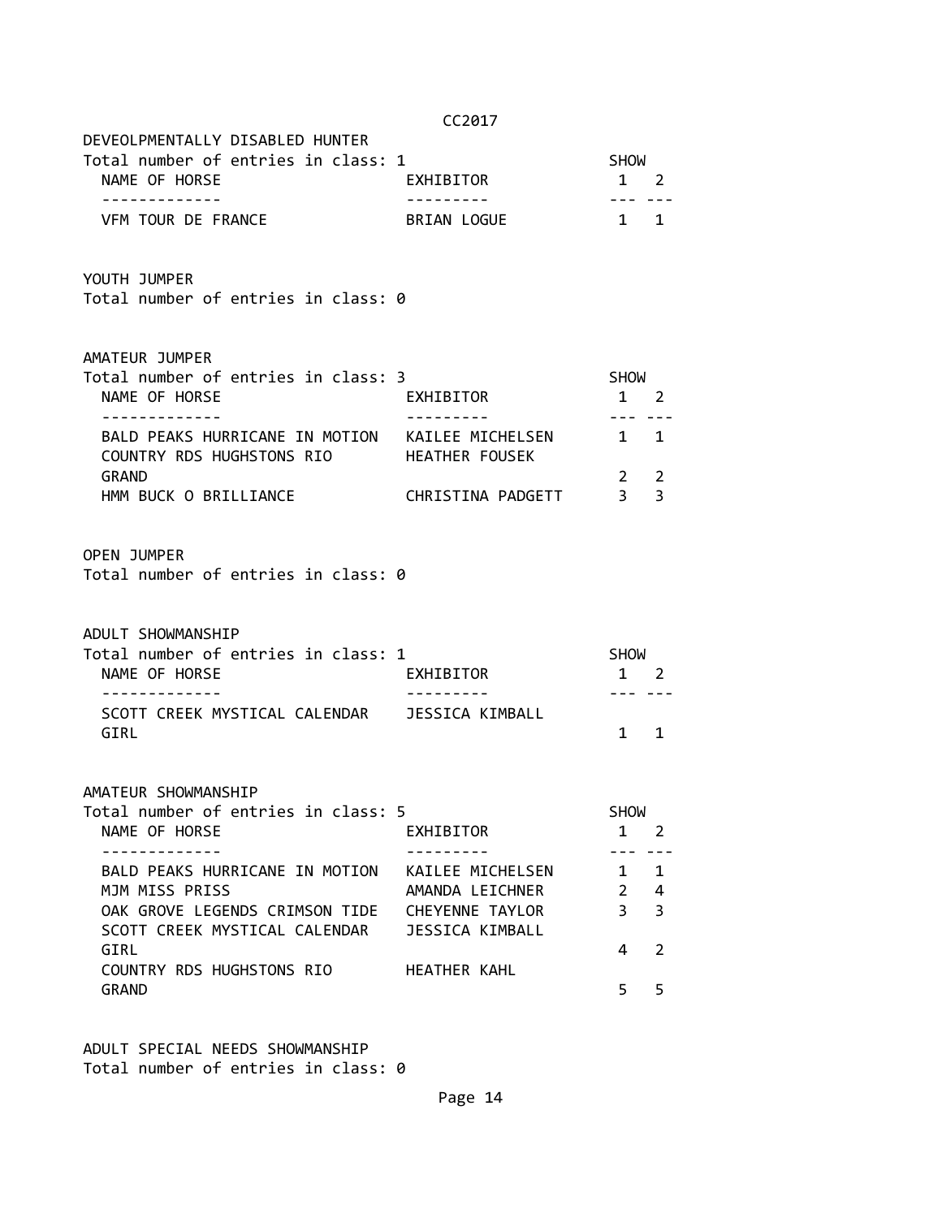## DEVEOLPMENTALLY DISABLED HUNTER

Total number of entries in class: 1

| NAME OF HORSE | EXHIBITOR | SHOW 1 | SHOW 2 |
|---|---|---|---|
| VFM TOUR DE FRANCE | BRIAN LOGUE | 1 | 1 |

## YOUTH JUMPER

Total number of entries in class: 0

## AMATEUR JUMPER

Total number of entries in class: 3

| NAME OF HORSE | EXHIBITOR | SHOW 1 | SHOW 2 |
|---|---|---|---|
| BALD PEAKS HURRICANE IN MOTION | KAILEE MICHELSEN | 1 | 1 |
| COUNTRY RDS HUGHSTONS RIO GRAND | HEATHER FOUSEK | 2 | 2 |
| HMM BUCK O BRILLIANCE | CHRISTINA PADGETT | 3 | 3 |

## OPEN JUMPER

Total number of entries in class: 0

## ADULT SHOWMANSHIP

Total number of entries in class: 1

| NAME OF HORSE | EXHIBITOR | SHOW 1 | SHOW 2 |
|---|---|---|---|
| SCOTT CREEK MYSTICAL CALENDAR GIRL | JESSICA KIMBALL | 1 | 1 |

## AMATEUR SHOWMANSHIP

Total number of entries in class: 5

| NAME OF HORSE | EXHIBITOR | SHOW 1 | SHOW 2 |
|---|---|---|---|
| BALD PEAKS HURRICANE IN MOTION | KAILEE MICHELSEN | 1 | 1 |
| MJM MISS PRISS | AMANDA LEICHNER | 2 | 4 |
| OAK GROVE LEGENDS CRIMSON TIDE | CHEYENNE TAYLOR | 3 | 3 |
| SCOTT CREEK MYSTICAL CALENDAR GIRL | JESSICA KIMBALL | 4 | 2 |
| COUNTRY RDS HUGHSTONS RIO GRAND | HEATHER KAHL | 5 | 5 |

## ADULT SPECIAL NEEDS SHOWMANSHIP

Total number of entries in class: 0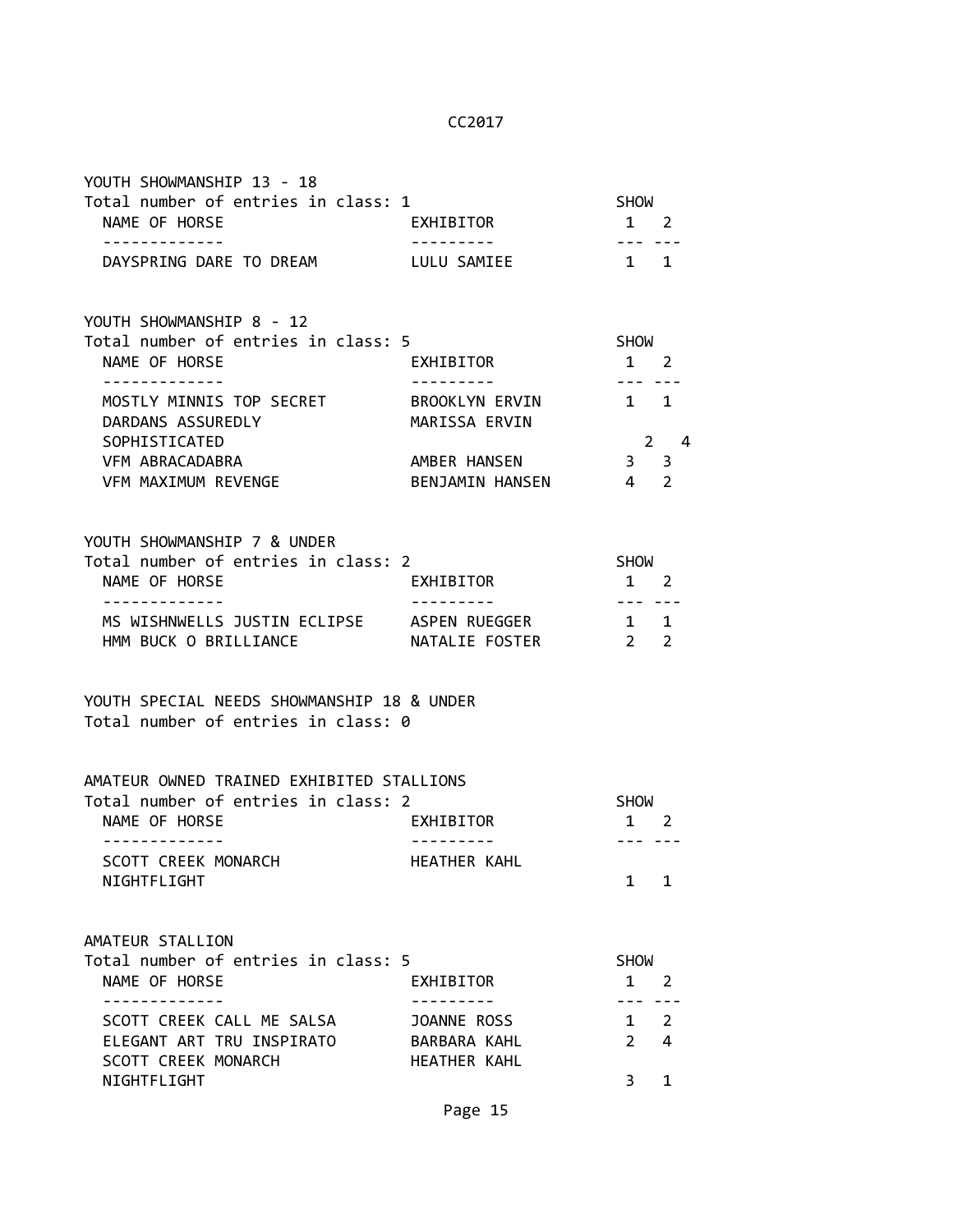CC2017

### YOUTH SHOWMANSHIP 13 - 18

Total number of entries in class: 1

| NAME OF HORSE | EXHIBITOR | SHOW 1 | SHOW 2 |
|---|---|---|---|
| DAYSPRING DARE TO DREAM | LULU SAMIEE | 1 | 1 |

### YOUTH SHOWMANSHIP 8 - 12

Total number of entries in class: 5

| NAME OF HORSE | EXHIBITOR | SHOW 1 | SHOW 2 |
|---|---|---|---|
| MOSTLY MINNIS TOP SECRET | BROOKLYN ERVIN | 1 | 1 |
| DARDANS ASSUREDLY SOPHISTICATED | MARISSA ERVIN | 2 | 4 |
| VFM ABRACADABRA | AMBER HANSEN | 3 | 3 |
| VFM MAXIMUM REVENGE | BENJAMIN HANSEN | 4 | 2 |

### YOUTH SHOWMANSHIP 7 & UNDER

Total number of entries in class: 2

| NAME OF HORSE | EXHIBITOR | SHOW 1 | SHOW 2 |
|---|---|---|---|
| MS WISHNWELLS JUSTIN ECLIPSE | ASPEN RUEGGER | 1 | 1 |
| HMM BUCK O BRILLIANCE | NATALIE FOSTER | 2 | 2 |

### YOUTH SPECIAL NEEDS SHOWMANSHIP 18 & UNDER

Total number of entries in class: 0

### AMATEUR OWNED TRAINED EXHIBITED STALLIONS

Total number of entries in class: 2

| NAME OF HORSE | EXHIBITOR | SHOW 1 | SHOW 2 |
|---|---|---|---|
| SCOTT CREEK MONARCH NIGHTFLIGHT | HEATHER KAHL | 1 | 1 |

### AMATEUR STALLION

Total number of entries in class: 5

| NAME OF HORSE | EXHIBITOR | SHOW 1 | SHOW 2 |
|---|---|---|---|
| SCOTT CREEK CALL ME SALSA | JOANNE ROSS | 1 | 2 |
| ELEGANT ART TRU INSPIRATO | BARBARA KAHL | 2 | 4 |
| SCOTT CREEK MONARCH NIGHTFLIGHT | HEATHER KAHL | 3 | 1 |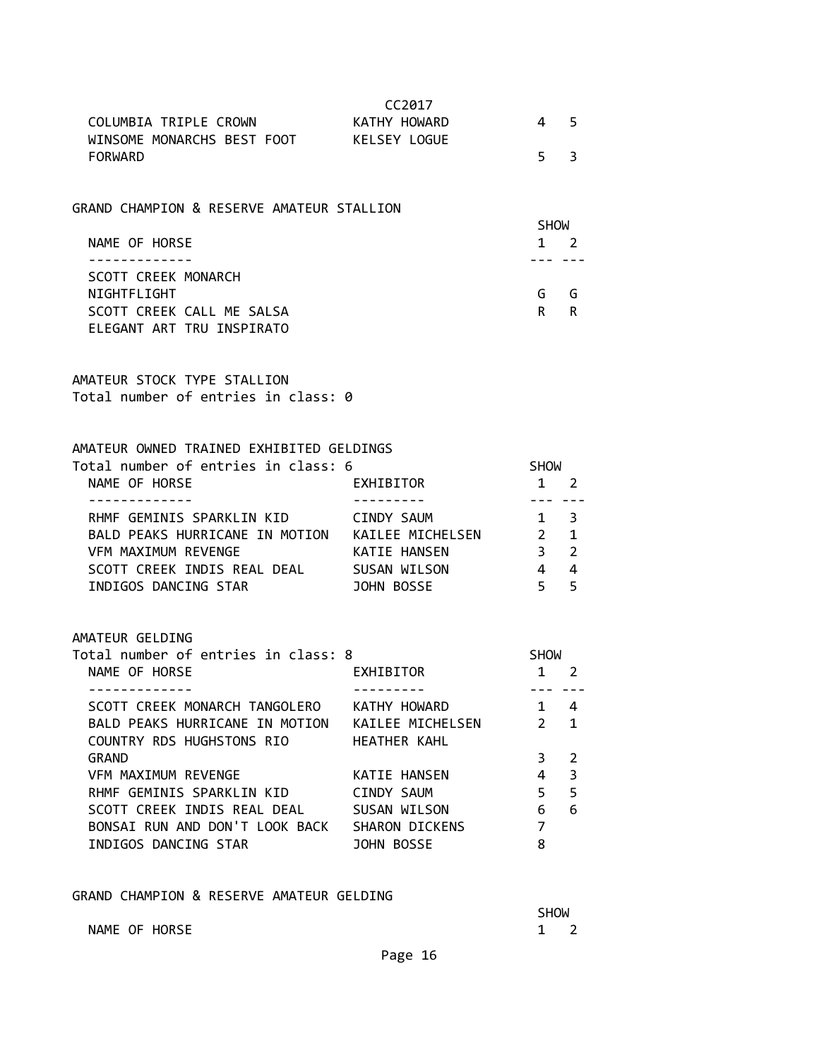CC2017

| NAME OF HORSE | EXHIBITOR | SHOW 1 | SHOW 2 |
|---|---|---|---|
| COLUMBIA TRIPLE CROWN | KATHY HOWARD | 4 | 5 |
| WINSOME MONARCHS BEST FOOT FORWARD | KELSEY LOGUE | 5 | 3 |

GRAND CHAMPION & RESERVE AMATEUR STALLION

| NAME OF HORSE | SHOW 1 | SHOW 2 |
|---|---|---|
| SCOTT CREEK MONARCH NIGHTFLIGHT | G | G |
| SCOTT CREEK CALL ME SALSA | R | R |
| ELEGANT ART TRU INSPIRATO | | |

AMATEUR STOCK TYPE STALLION
Total number of entries in class: 0

AMATEUR OWNED TRAINED EXHIBITED GELDINGS
Total number of entries in class: 6

| NAME OF HORSE | EXHIBITOR | SHOW 1 | SHOW 2 |
|---|---|---|---|
| RHMF GEMINIS SPARKLIN KID | CINDY SAUM | 1 | 3 |
| BALD PEAKS HURRICANE IN MOTION | KAILEE MICHELSEN | 2 | 1 |
| VFM MAXIMUM REVENGE | KATIE HANSEN | 3 | 2 |
| SCOTT CREEK INDIS REAL DEAL | SUSAN WILSON | 4 | 4 |
| INDIGOS DANCING STAR | JOHN BOSSE | 5 | 5 |

AMATEUR GELDING
Total number of entries in class: 8

| NAME OF HORSE | EXHIBITOR | SHOW 1 | SHOW 2 |
|---|---|---|---|
| SCOTT CREEK MONARCH TANGOLERO | KATHY HOWARD | 1 | 4 |
| BALD PEAKS HURRICANE IN MOTION | KAILEE MICHELSEN | 2 | 1 |
| COUNTRY RDS HUGHSTONS RIO GRAND | HEATHER KAHL | 3 | 2 |
| VFM MAXIMUM REVENGE | KATIE HANSEN | 4 | 3 |
| RHMF GEMINIS SPARKLIN KID | CINDY SAUM | 5 | 5 |
| SCOTT CREEK INDIS REAL DEAL | SUSAN WILSON | 6 | 6 |
| BONSAI RUN AND DON'T LOOK BACK | SHARON DICKENS | 7 | |
| INDIGOS DANCING STAR | JOHN BOSSE | 8 | |

GRAND CHAMPION & RESERVE AMATEUR GELDING

| NAME OF HORSE | SHOW 1 | SHOW 2 |
|---|---|---|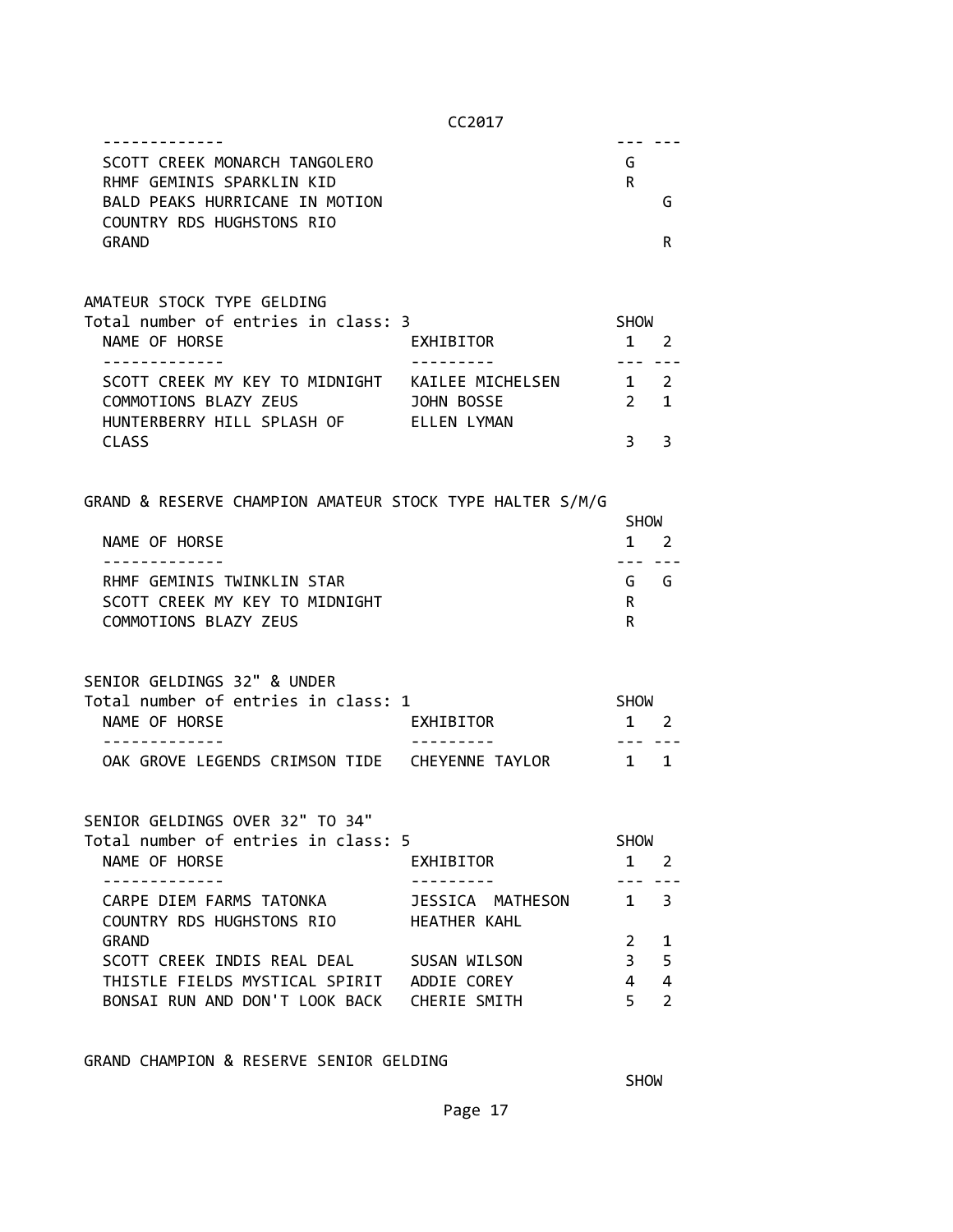| NAME OF HORSE | SHOW 1 | SHOW 2 |
|---|---|---|
| SCOTT CREEK MONARCH TANGOLERO | G | |
| RHMF GEMINIS SPARKLIN KID | R | |
| BALD PEAKS HURRICANE IN MOTION | | G |
| COUNTRY RDS HUGHSTONS RIO GRAND | | R |

AMATEUR STOCK TYPE GELDING

Total number of entries in class: 3

| NAME OF HORSE | EXHIBITOR | SHOW 1 | SHOW 2 |
|---|---|---|---|
| SCOTT CREEK MY KEY TO MIDNIGHT | KAILEE MICHELSEN | 1 | 2 |
| COMMOTIONS BLAZY ZEUS | JOHN BOSSE | 2 | 1 |
| HUNTERBERRY HILL SPLASH OF CLASS | ELLEN LYMAN | 3 | 3 |

GRAND & RESERVE CHAMPION AMATEUR STOCK TYPE HALTER S/M/G

| NAME OF HORSE | SHOW 1 | SHOW 2 |
|---|---|---|
| RHMF GEMINIS TWINKLIN STAR | G | G |
| SCOTT CREEK MY KEY TO MIDNIGHT | R | |
| COMMOTIONS BLAZY ZEUS | R | |

SENIOR GELDINGS 32" & UNDER

Total number of entries in class: 1

| NAME OF HORSE | EXHIBITOR | SHOW 1 | SHOW 2 |
|---|---|---|---|
| OAK GROVE LEGENDS CRIMSON TIDE | CHEYENNE TAYLOR | 1 | 1 |

SENIOR GELDINGS OVER 32" TO 34"

Total number of entries in class: 5

| NAME OF HORSE | EXHIBITOR | SHOW 1 | SHOW 2 |
|---|---|---|---|
| CARPE DIEM FARMS TATONKA | JESSICA MATHESON | 1 | 3 |
| COUNTRY RDS HUGHSTONS RIO GRAND | HEATHER KAHL | 2 | 1 |
| SCOTT CREEK INDIS REAL DEAL | SUSAN WILSON | 3 | 5 |
| THISTLE FIELDS MYSTICAL SPIRIT | ADDIE COREY | 4 | 4 |
| BONSAI RUN AND DON'T LOOK BACK | CHERIE SMITH | 5 | 2 |

GRAND CHAMPION & RESERVE SENIOR GELDING

SHOW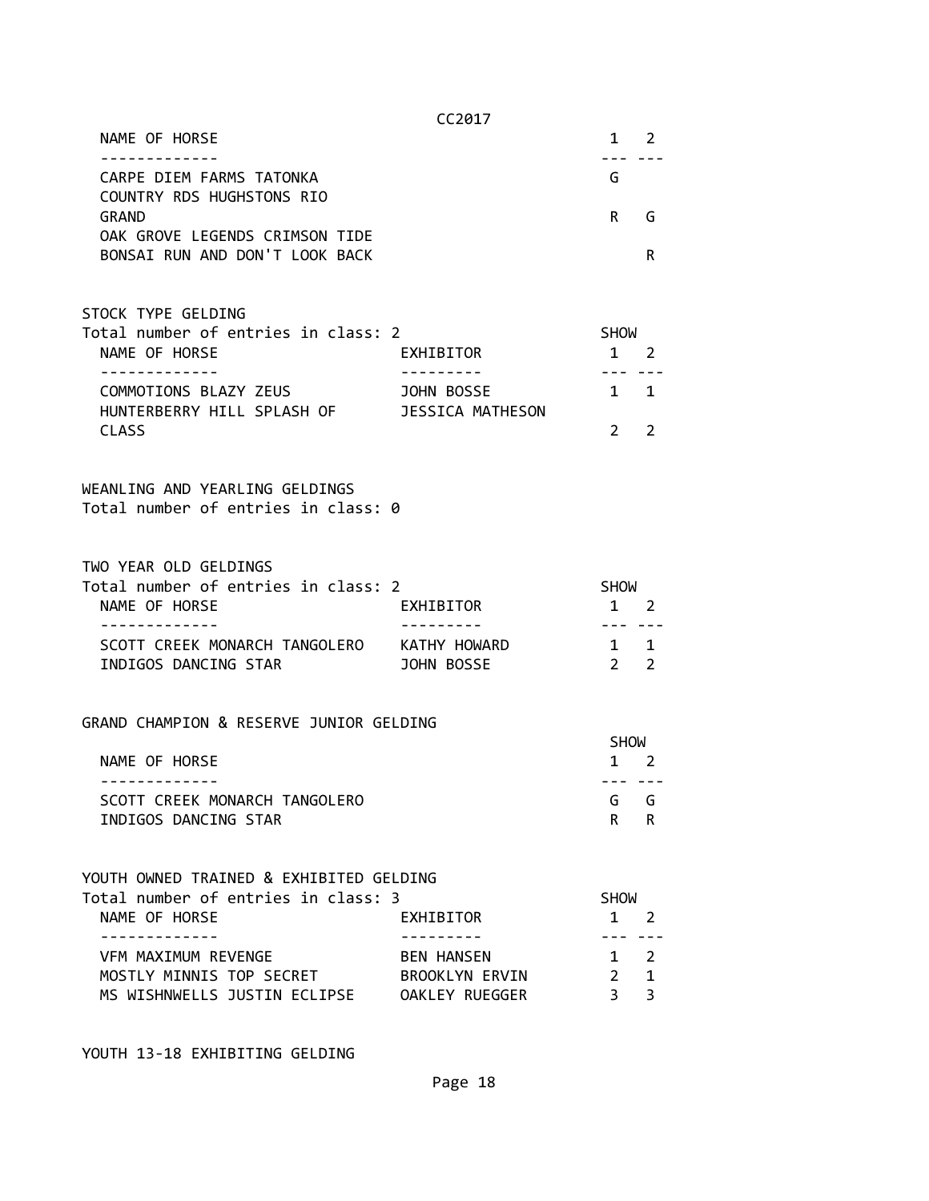| NAME OF HORSE | 1 | 2 |
|---|---|---|
| CARPE DIEM FARMS TATONKA | G | |
| COUNTRY RDS HUGHSTONS RIO GRAND | R | G |
| OAK GROVE LEGENDS CRIMSON TIDE BONSAI RUN AND DON'T LOOK BACK | | R |

STOCK TYPE GELDING

Total number of entries in class: 2

| NAME OF HORSE | EXHIBITOR | SHOW 1 | 2 |
|---|---|---|---|
| COMMOTIONS BLAZY ZEUS | JOHN BOSSE | 1 | 1 |
| HUNTERBERRY HILL SPLASH OF CLASS | JESSICA MATHESON | 2 | 2 |

WEANLING AND YEARLING GELDINGS

Total number of entries in class: 0

TWO YEAR OLD GELDINGS

Total number of entries in class: 2

| NAME OF HORSE | EXHIBITOR | SHOW 1 | 2 |
|---|---|---|---|
| SCOTT CREEK MONARCH TANGOLERO | KATHY HOWARD | 1 | 1 |
| INDIGOS DANCING STAR | JOHN BOSSE | 2 | 2 |

GRAND CHAMPION & RESERVE JUNIOR GELDING

| NAME OF HORSE | SHOW 1 | 2 |
|---|---|---|
| SCOTT CREEK MONARCH TANGOLERO | G | G |
| INDIGOS DANCING STAR | R | R |

YOUTH OWNED TRAINED & EXHIBITED GELDING

Total number of entries in class: 3

| NAME OF HORSE | EXHIBITOR | SHOW 1 | 2 |
|---|---|---|---|
| VFM MAXIMUM REVENGE | BEN HANSEN | 1 | 2 |
| MOSTLY MINNIS TOP SECRET | BROOKLYN ERVIN | 2 | 1 |
| MS WISHNWELLS JUSTIN ECLIPSE | OAKLEY RUEGGER | 3 | 3 |

YOUTH 13-18 EXHIBITING GELDING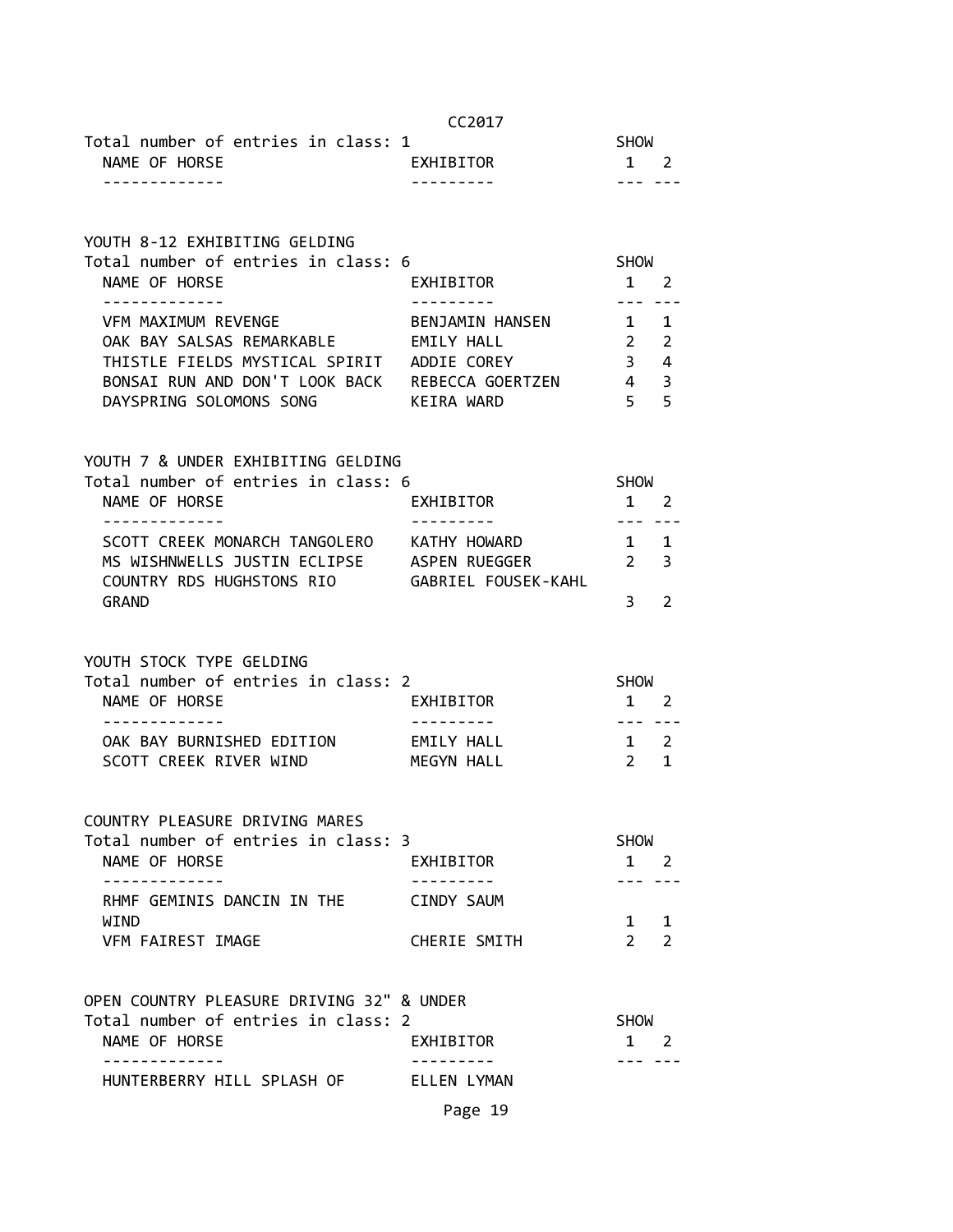Total number of entries in class: 1

| NAME OF HORSE | EXHIBITOR | SHOW 1 | SHOW 2 |
|---|---|---|---|

YOUTH 8-12 EXHIBITING GELDING

Total number of entries in class: 6

| NAME OF HORSE | EXHIBITOR | SHOW 1 | SHOW 2 |
|---|---|---|---|
| VFM MAXIMUM REVENGE | BENJAMIN HANSEN | 1 | 1 |
| OAK BAY SALSAS REMARKABLE | EMILY HALL | 2 | 2 |
| THISTLE FIELDS MYSTICAL SPIRIT | ADDIE COREY | 3 | 4 |
| BONSAI RUN AND DON'T LOOK BACK | REBECCA GOERTZEN | 4 | 3 |
| DAYSPRING SOLOMONS SONG | KEIRA WARD | 5 | 5 |

YOUTH 7 & UNDER EXHIBITING GELDING

Total number of entries in class: 6

| NAME OF HORSE | EXHIBITOR | SHOW 1 | SHOW 2 |
|---|---|---|---|
| SCOTT CREEK MONARCH TANGOLERO | KATHY HOWARD | 1 | 1 |
| MS WISHNWELLS JUSTIN ECLIPSE | ASPEN RUEGGER | 2 | 3 |
| COUNTRY RDS HUGHSTONS RIO GRAND | GABRIEL FOUSEK-KAHL | 3 | 2 |

YOUTH STOCK TYPE GELDING

Total number of entries in class: 2

| NAME OF HORSE | EXHIBITOR | SHOW 1 | SHOW 2 |
|---|---|---|---|
| OAK BAY BURNISHED EDITION | EMILY HALL | 1 | 2 |
| SCOTT CREEK RIVER WIND | MEGYN HALL | 2 | 1 |

COUNTRY PLEASURE DRIVING MARES

Total number of entries in class: 3

| NAME OF HORSE | EXHIBITOR | SHOW 1 | SHOW 2 |
|---|---|---|---|
| RHMF GEMINIS DANCIN IN THE WIND | CINDY SAUM | 1 | 1 |
| VFM FAIREST IMAGE | CHERIE SMITH | 2 | 2 |

OPEN COUNTRY PLEASURE DRIVING 32" & UNDER

Total number of entries in class: 2

| NAME OF HORSE | EXHIBITOR | SHOW 1 | SHOW 2 |
|---|---|---|---|
| HUNTERBERRY HILL SPLASH OF | ELLEN LYMAN | | |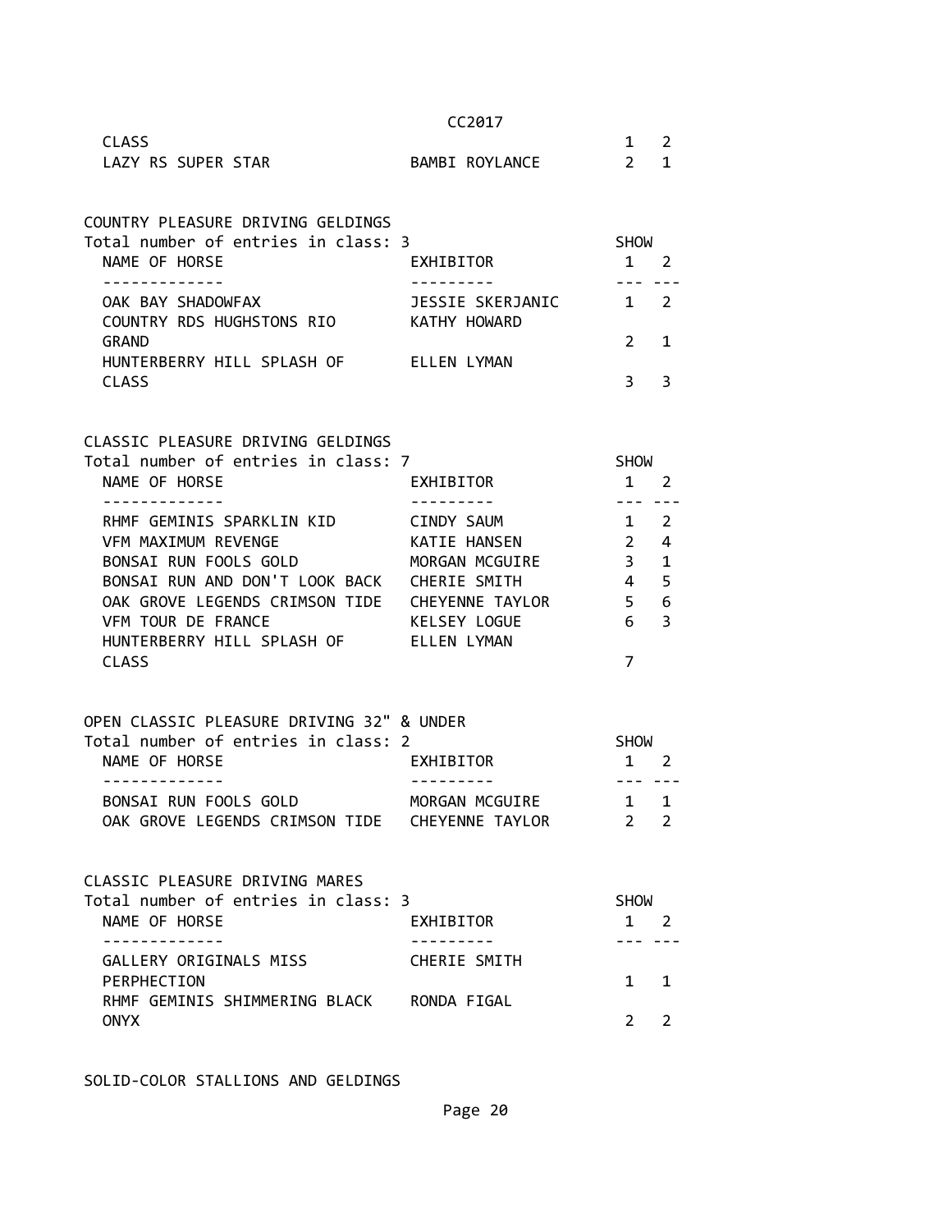| | | | |
|---|---|---|---|
| CLASS | | 1 | 2 |
| LAZY RS SUPER STAR | BAMBI ROYLANCE | 2 | 1 |

## COUNTRY PLEASURE DRIVING GELDINGS

Total number of entries in class: 3

| NAME OF HORSE | EXHIBITOR | SHOW 1 | 2 |
|---|---|---|---|
| OAK BAY SHADOWFAX | JESSIE SKERJANIC | 1 | 2 |
| COUNTRY RDS HUGHSTONS RIO GRAND | KATHY HOWARD | 2 | 1 |
| HUNTERBERRY HILL SPLASH OF CLASS | ELLEN LYMAN | 3 | 3 |

## CLASSIC PLEASURE DRIVING GELDINGS

Total number of entries in class: 7

| NAME OF HORSE | EXHIBITOR | SHOW 1 | 2 |
|---|---|---|---|
| RHMF GEMINIS SPARKLIN KID | CINDY SAUM | 1 | 2 |
| VFM MAXIMUM REVENGE | KATIE HANSEN | 2 | 4 |
| BONSAI RUN FOOLS GOLD | MORGAN MCGUIRE | 3 | 1 |
| BONSAI RUN AND DON'T LOOK BACK | CHERIE SMITH | 4 | 5 |
| OAK GROVE LEGENDS CRIMSON TIDE | CHEYENNE TAYLOR | 5 | 6 |
| VFM TOUR DE FRANCE | KELSEY LOGUE | 6 | 3 |
| HUNTERBERRY HILL SPLASH OF CLASS | ELLEN LYMAN | 7 | |

## OPEN CLASSIC PLEASURE DRIVING 32" & UNDER

Total number of entries in class: 2

| NAME OF HORSE | EXHIBITOR | SHOW 1 | 2 |
|---|---|---|---|
| BONSAI RUN FOOLS GOLD | MORGAN MCGUIRE | 1 | 1 |
| OAK GROVE LEGENDS CRIMSON TIDE | CHEYENNE TAYLOR | 2 | 2 |

## CLASSIC PLEASURE DRIVING MARES

Total number of entries in class: 3

| NAME OF HORSE | EXHIBITOR | SHOW 1 | 2 |
|---|---|---|---|
| GALLERY ORIGINALS MISS PERPHECTION | CHERIE SMITH | 1 | 1 |
| RHMF GEMINIS SHIMMERING BLACK ONYX | RONDA FIGAL | 2 | 2 |

## SOLID-COLOR STALLIONS AND GELDINGS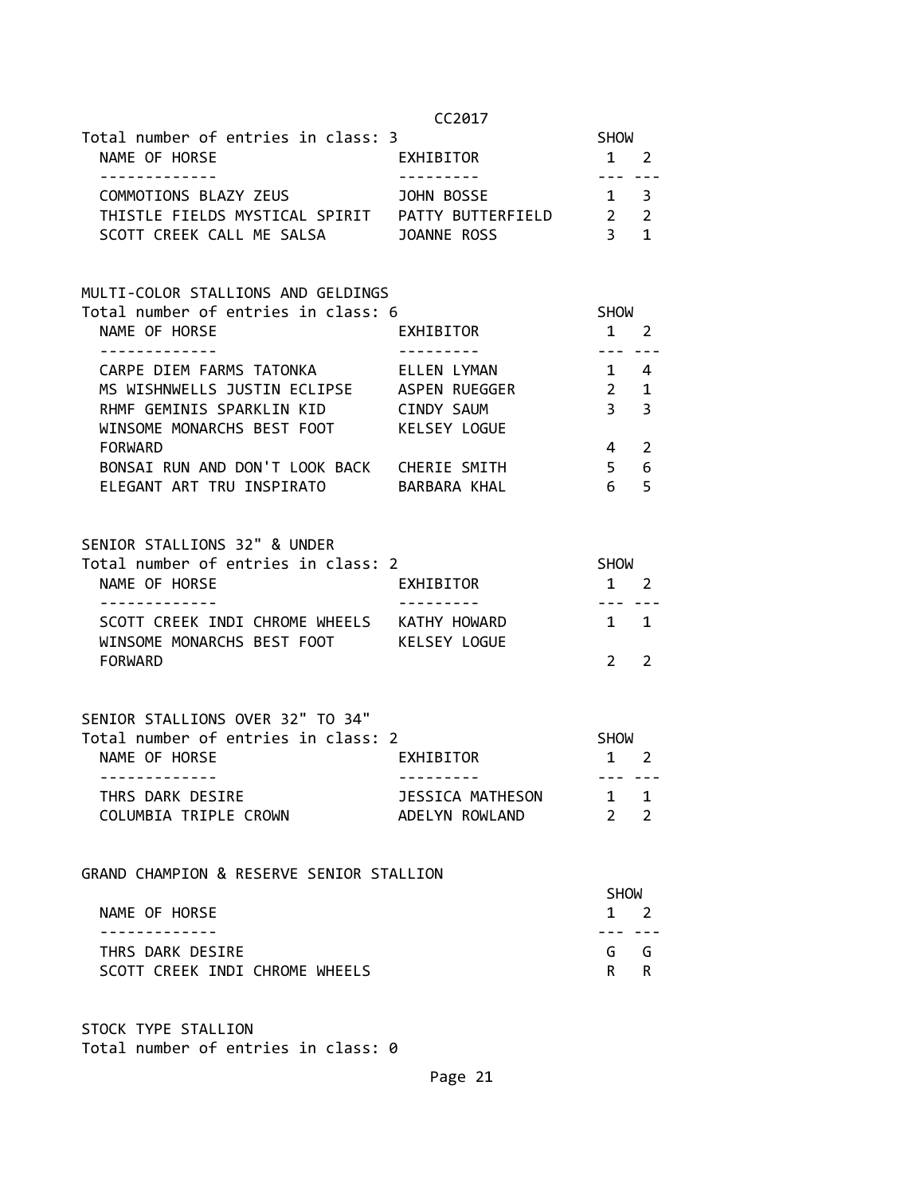Total number of entries in class: 3

| NAME OF HORSE | EXHIBITOR | SHOW 1 | SHOW 2 |
|---|---|---|---|
| COMMOTIONS BLAZY ZEUS | JOHN BOSSE | 1 | 3 |
| THISTLE FIELDS MYSTICAL SPIRIT | PATTY BUTTERFIELD | 2 | 2 |
| SCOTT CREEK CALL ME SALSA | JOANNE ROSS | 3 | 1 |

## MULTI-COLOR STALLIONS AND GELDINGS

Total number of entries in class: 6

| NAME OF HORSE | EXHIBITOR | SHOW 1 | SHOW 2 |
|---|---|---|---|
| CARPE DIEM FARMS TATONKA | ELLEN LYMAN | 1 | 4 |
| MS WISHNWELLS JUSTIN ECLIPSE | ASPEN RUEGGER | 2 | 1 |
| RHMF GEMINIS SPARKLIN KID | CINDY SAUM | 3 | 3 |
| WINSOME MONARCHS BEST FOOT FORWARD | KELSEY LOGUE | 4 | 2 |
| BONSAI RUN AND DON'T LOOK BACK | CHERIE SMITH | 5 | 6 |
| ELEGANT ART TRU INSPIRATO | BARBARA KHAL | 6 | 5 |

## SENIOR STALLIONS 32" & UNDER

Total number of entries in class: 2

| NAME OF HORSE | EXHIBITOR | SHOW 1 | SHOW 2 |
|---|---|---|---|
| SCOTT CREEK INDI CHROME WHEELS | KATHY HOWARD | 1 | 1 |
| WINSOME MONARCHS BEST FOOT FORWARD | KELSEY LOGUE | 2 | 2 |

## SENIOR STALLIONS OVER 32" TO 34"

Total number of entries in class: 2

| NAME OF HORSE | EXHIBITOR | SHOW 1 | SHOW 2 |
|---|---|---|---|
| THRS DARK DESIRE | JESSICA MATHESON | 1 | 1 |
| COLUMBIA TRIPLE CROWN | ADELYN ROWLAND | 2 | 2 |

## GRAND CHAMPION & RESERVE SENIOR STALLION

| NAME OF HORSE | SHOW 1 | SHOW 2 |
|---|---|---|
| THRS DARK DESIRE | G | G |
| SCOTT CREEK INDI CHROME WHEELS | R | R |

## STOCK TYPE STALLION

Total number of entries in class: 0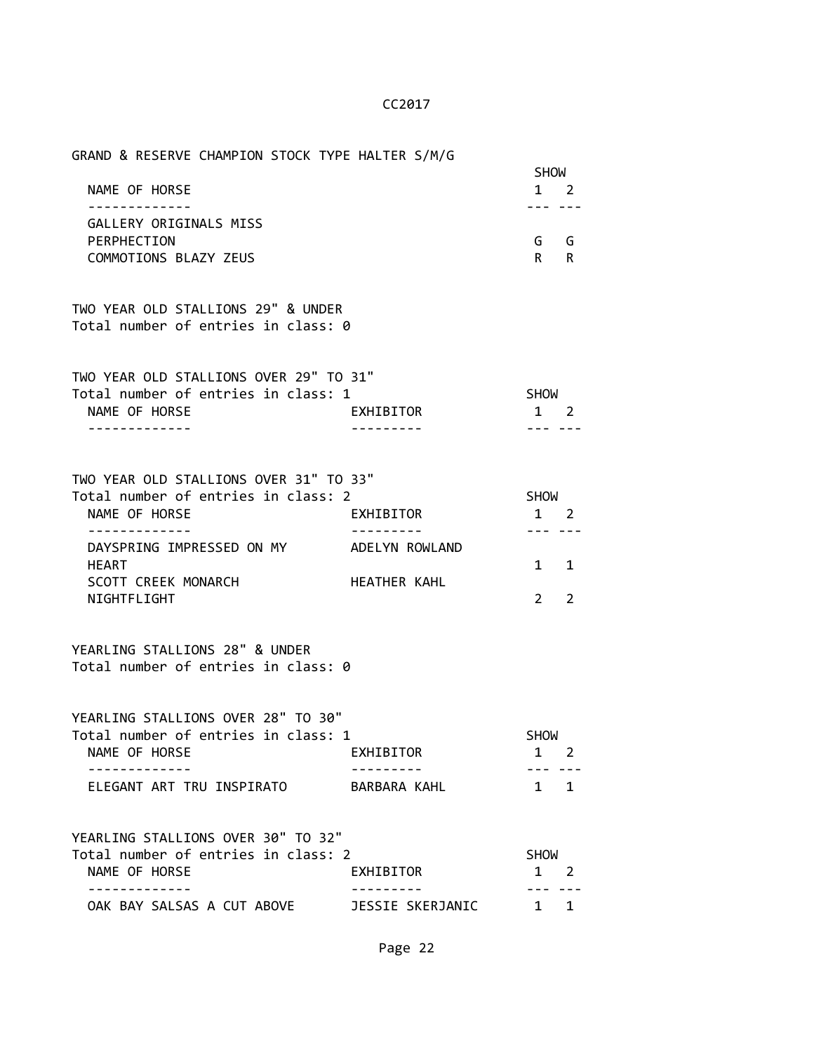## GRAND & RESERVE CHAMPION STOCK TYPE HALTER S/M/G

| NAME OF HORSE | SHOW 1 | SHOW 2 |
|---|---|---|
| GALLERY ORIGINALS MISS PERPHECTION | G | G |
| COMMOTIONS BLAZY ZEUS | R | R |

## TWO YEAR OLD STALLIONS 29" & UNDER

Total number of entries in class: 0

## TWO YEAR OLD STALLIONS OVER 29" TO 31"

Total number of entries in class: 1

| NAME OF HORSE | EXHIBITOR | SHOW 1 | SHOW 2 |
|---|---|---|---|

## TWO YEAR OLD STALLIONS OVER 31" TO 33"

Total number of entries in class: 2

| NAME OF HORSE | EXHIBITOR | SHOW 1 | SHOW 2 |
|---|---|---|---|
| DAYSPRING IMPRESSED ON MY HEART | ADELYN ROWLAND | 1 | 1 |
| SCOTT CREEK MONARCH NIGHTFLIGHT | HEATHER KAHL | 2 | 2 |

## YEARLING STALLIONS 28" & UNDER

Total number of entries in class: 0

## YEARLING STALLIONS OVER 28" TO 30"

Total number of entries in class: 1

| NAME OF HORSE | EXHIBITOR | SHOW 1 | SHOW 2 |
|---|---|---|---|
| ELEGANT ART TRU INSPIRATO | BARBARA KAHL | 1 | 1 |

## YEARLING STALLIONS OVER 30" TO 32"

Total number of entries in class: 2

| NAME OF HORSE | EXHIBITOR | SHOW 1 | SHOW 2 |
|---|---|---|---|
| OAK BAY SALSAS A CUT ABOVE | JESSIE SKERJANIC | 1 | 1 |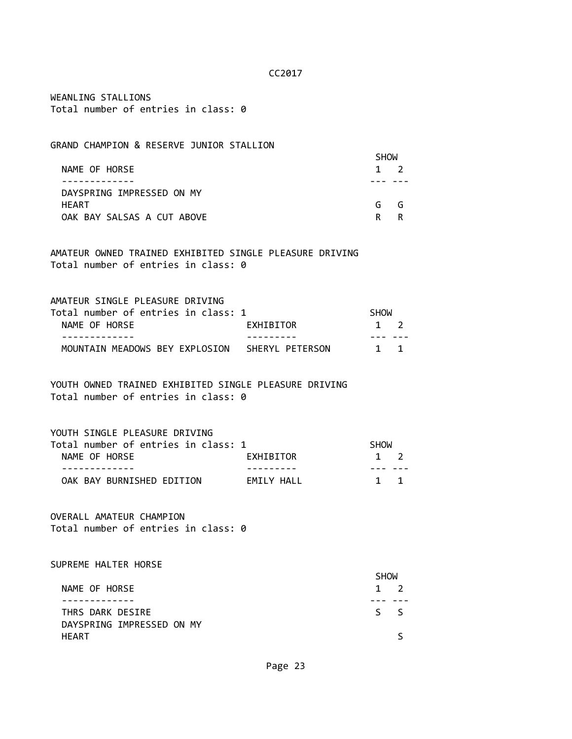CC2017

WEANLING STALLIONS
Total number of entries in class: 0

GRAND CHAMPION & RESERVE JUNIOR STALLION

| NAME OF HORSE | SHOW 1 | 2 |
| --- | --- | --- |
| DAYSPRING IMPRESSED ON MY HEART | G | G |
| OAK BAY SALSAS A CUT ABOVE | R | R |

AMATEUR OWNED TRAINED EXHIBITED SINGLE PLEASURE DRIVING
Total number of entries in class: 0

AMATEUR SINGLE PLEASURE DRIVING
Total number of entries in class: 1

| NAME OF HORSE | EXHIBITOR | SHOW 1 | 2 |
| --- | --- | --- | --- |
| MOUNTAIN MEADOWS BEY EXPLOSION | SHERYL PETERSON | 1 | 1 |

YOUTH OWNED TRAINED EXHIBITED SINGLE PLEASURE DRIVING
Total number of entries in class: 0

YOUTH SINGLE PLEASURE DRIVING
Total number of entries in class: 1

| NAME OF HORSE | EXHIBITOR | SHOW 1 | 2 |
| --- | --- | --- | --- |
| OAK BAY BURNISHED EDITION | EMILY HALL | 1 | 1 |

OVERALL AMATEUR CHAMPION
Total number of entries in class: 0

SUPREME HALTER HORSE

| NAME OF HORSE | SHOW 1 | 2 |
| --- | --- | --- |
| THRS DARK DESIRE | S | S |
| DAYSPRING IMPRESSED ON MY HEART | | S |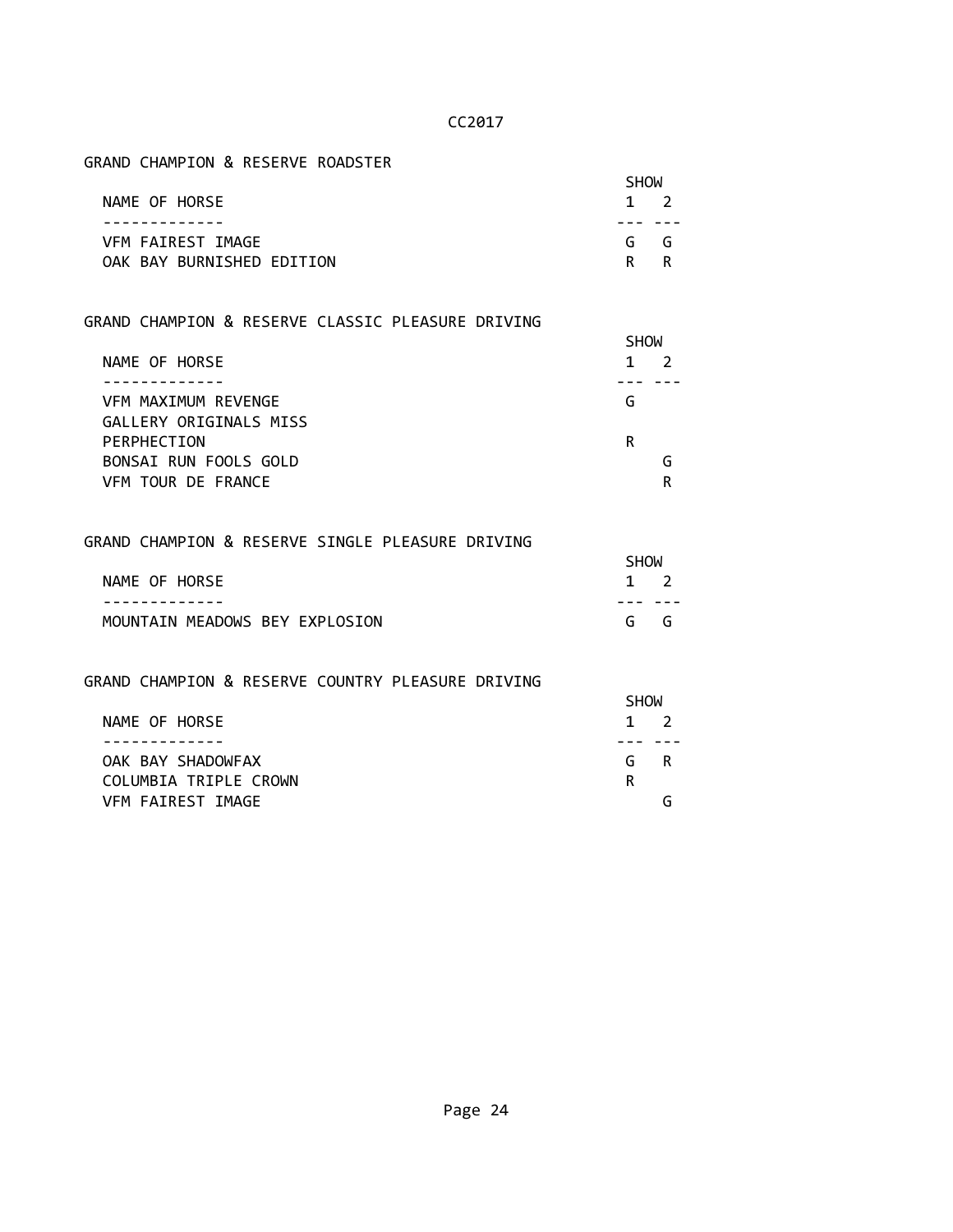## GRAND CHAMPION & RESERVE ROADSTER

| NAME OF HORSE | SHOW 1 | SHOW 2 |
|---|---|---|
| VFM FAIREST IMAGE | G | G |
| OAK BAY BURNISHED EDITION | R | R |

## GRAND CHAMPION & RESERVE CLASSIC PLEASURE DRIVING

| NAME OF HORSE | SHOW 1 | SHOW 2 |
|---|---|---|
| VFM MAXIMUM REVENGE | G | |
| GALLERY ORIGINALS MISS PERPHECTION | R | |
| BONSAI RUN FOOLS GOLD | | G |
| VFM TOUR DE FRANCE | | R |

## GRAND CHAMPION & RESERVE SINGLE PLEASURE DRIVING

| NAME OF HORSE | SHOW 1 | SHOW 2 |
|---|---|---|
| MOUNTAIN MEADOWS BEY EXPLOSION | G | G |

## GRAND CHAMPION & RESERVE COUNTRY PLEASURE DRIVING

| NAME OF HORSE | SHOW 1 | SHOW 2 |
|---|---|---|
| OAK BAY SHADOWFAX | G | R |
| COLUMBIA TRIPLE CROWN | R | |
| VFM FAIREST IMAGE | | G |